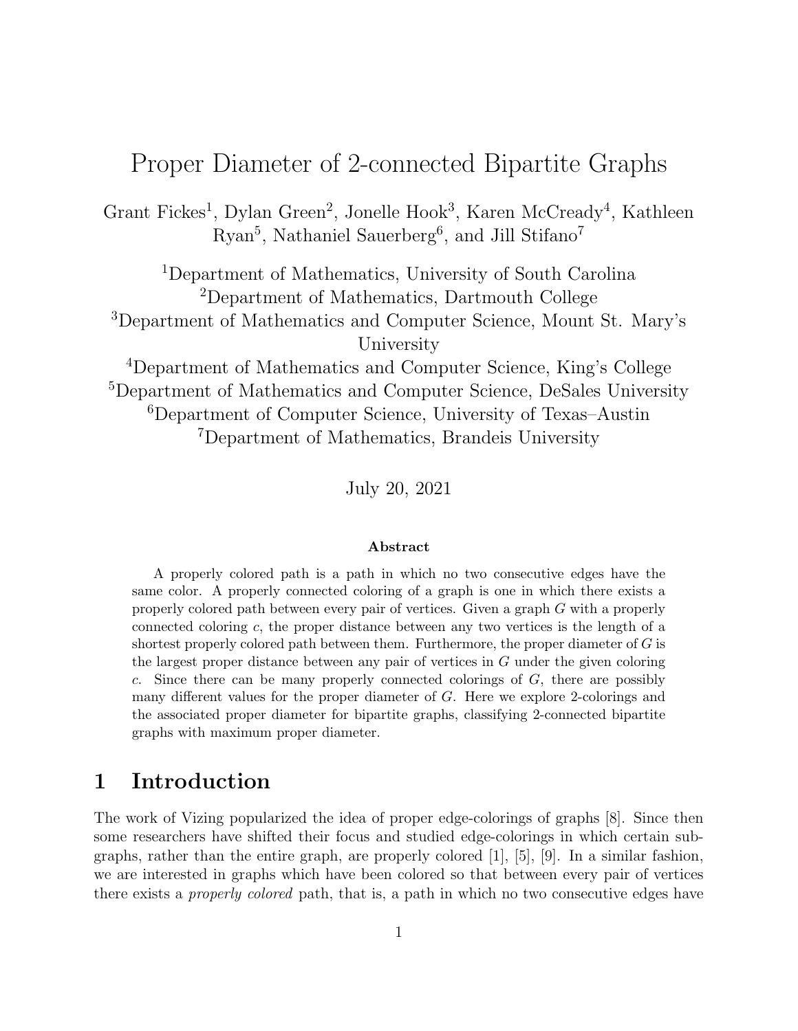# Proper Diameter of 2-connected Bipartite Graphs

Grant Fickes[1], Dylan Green[2], Jonelle Hook[3], Karen McCready[4], Kathleen Ryan[5], Nathaniel Sauerberg[6], and Jill Stifano[7]

[1]Department of Mathematics, University of South Carolina
[2]Department of Mathematics, Dartmouth College
[3]Department of Mathematics and Computer Science, Mount St. Mary's University
[4]Department of Mathematics and Computer Science, King's College
[5]Department of Mathematics and Computer Science, DeSales University
[6]Department of Computer Science, University of Texas–Austin
[7]Department of Mathematics, Brandeis University

July 20, 2021

**Abstract**

A properly colored path is a path in which no two consecutive edges have the same color. A properly connected coloring of a graph is one in which there exists a properly colored path between every pair of vertices. Given a graph $G$ with a properly connected coloring $c$, the proper distance between any two vertices is the length of a shortest properly colored path between them. Furthermore, the proper diameter of $G$ is the largest proper distance between any pair of vertices in $G$ under the given coloring $c$. Since there can be many properly connected colorings of $G$, there are possibly many different values for the proper diameter of $G$. Here we explore 2-colorings and the associated proper diameter for bipartite graphs, classifying 2-connected bipartite graphs with maximum proper diameter.

## 1 Introduction

The work of Vizing popularized the idea of proper edge-colorings of graphs [8]. Since then some researchers have shifted their focus and studied edge-colorings in which certain subgraphs, rather than the entire graph, are properly colored [1], [5], [9]. In a similar fashion, we are interested in graphs which have been colored so that between every pair of vertices there exists a *properly colored* path, that is, a path in which no two consecutive edges have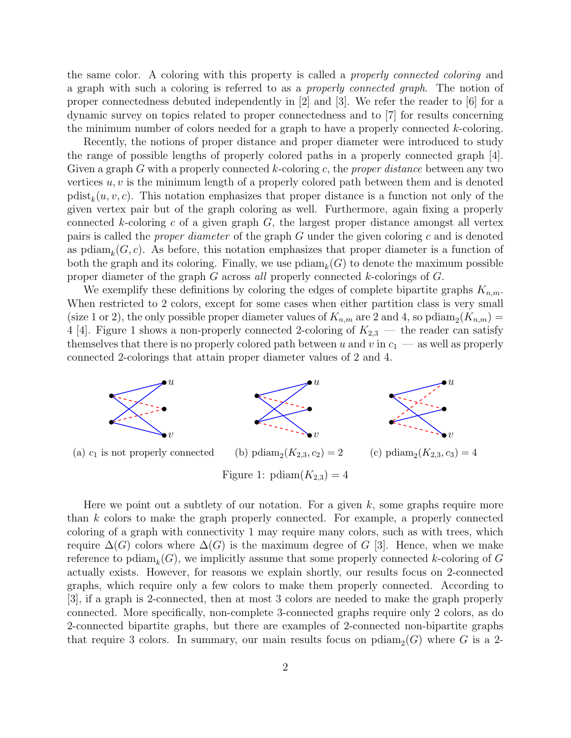the same color. A coloring with this property is called a *properly connected coloring* and a graph with such a coloring is referred to as a *properly connected graph*. The notion of proper connectedness debuted independently in [2] and [3]. We refer the reader to [6] for a dynamic survey on topics related to proper connectedness and to [7] for results concerning the minimum number of colors needed for a graph to have a properly connected $k$-coloring.

Recently, the notions of proper distance and proper diameter were introduced to study the range of possible lengths of properly colored paths in a properly connected graph [4]. Given a graph $G$ with a properly connected $k$-coloring $c$, the *proper distance* between any two vertices $u, v$ is the minimum length of a properly colored path between them and is denoted $\text{pdist}_k(u, v, c)$. This notation emphasizes that proper distance is a function not only of the given vertex pair but of the graph coloring as well. Furthermore, again fixing a properly connected $k$-coloring $c$ of a given graph $G$, the largest proper distance amongst all vertex pairs is called the *proper diameter* of the graph $G$ under the given coloring $c$ and is denoted as $\text{pdiam}_k(G, c)$. As before, this notation emphasizes that proper diameter is a function of both the graph and its coloring. Finally, we use $\text{pdiam}_k(G)$ to denote the maximum possible proper diameter of the graph $G$ across *all* properly connected $k$-colorings of $G$.

We exemplify these definitions by coloring the edges of complete bipartite graphs $K_{n,m}$. When restricted to 2 colors, except for some cases when either partition class is very small (size 1 or 2), the only possible proper diameter values of $K_{n,m}$ are 2 and 4, so $\text{pdiam}_2(K_{n,m}) = 4$ [4]. Figure 1 shows a non-properly connected 2-coloring of $K_{2,3}$ — the reader can satisfy themselves that there is no properly colored path between $u$ and $v$ in $c_1$ — as well as properly connected 2-colorings that attain proper diameter values of 2 and 4.

(a) $c_1$ is not properly connected  (b) $\text{pdiam}_2(K_{2,3}, c_2) = 2$  (c) $\text{pdiam}_2(K_{2,3}, c_3) = 4$

Figure 1: $\text{pdiam}(K_{2,3}) = 4$

Here we point out a subtlety of our notation. For a given $k$, some graphs require more than $k$ colors to make the graph properly connected. For example, a properly connected coloring of a graph with connectivity 1 may require many colors, such as with trees, which require $\Delta(G)$ colors where $\Delta(G)$ is the maximum degree of $G$ [3]. Hence, when we make reference to $\text{pdiam}_k(G)$, we implicitly assume that some properly connected $k$-coloring of $G$ actually exists. However, for reasons we explain shortly, our results focus on 2-connected graphs, which require only a few colors to make them properly connected. According to [3], if a graph is 2-connected, then at most 3 colors are needed to make the graph properly connected. More specifically, non-complete 3-connected graphs require only 2 colors, as do 2-connected bipartite graphs, but there are examples of 2-connected non-bipartite graphs that require 3 colors. In summary, our main results focus on $\text{pdiam}_2(G)$ where $G$ is a 2-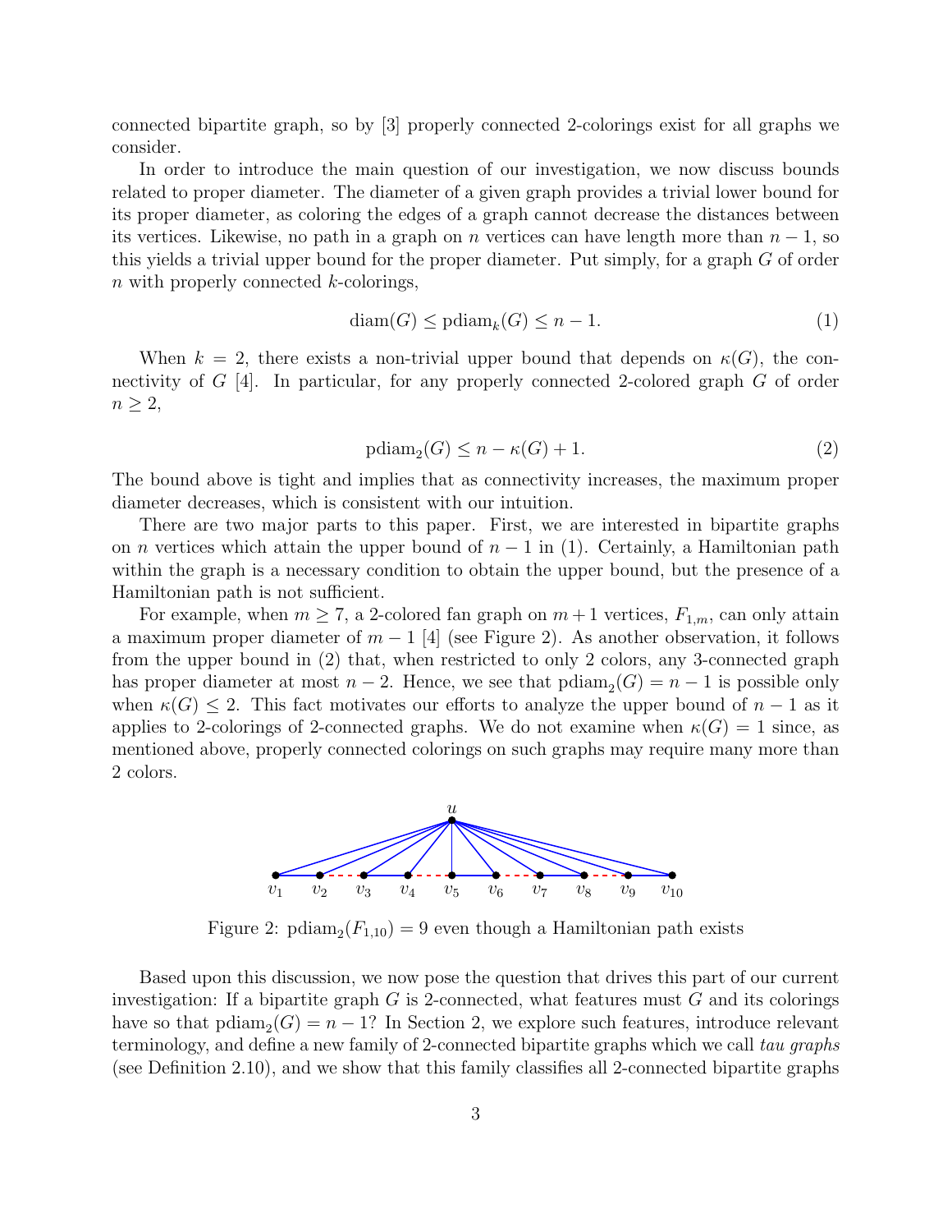connected bipartite graph, so by [3] properly connected 2-colorings exist for all graphs we consider.

In order to introduce the main question of our investigation, we now discuss bounds related to proper diameter. The diameter of a given graph provides a trivial lower bound for its proper diameter, as coloring the edges of a graph cannot decrease the distances between its vertices. Likewise, no path in a graph on $n$ vertices can have length more than $n-1$, so this yields a trivial upper bound for the proper diameter. Put simply, for a graph $G$ of order $n$ with properly connected $k$-colorings,

$$\mathrm{diam}(G) \leq \mathrm{pdiam}_k(G) \leq n-1. \tag{1}$$

When $k = 2$, there exists a non-trivial upper bound that depends on $\kappa(G)$, the connectivity of $G$ [4]. In particular, for any properly connected 2-colored graph $G$ of order $n \geq 2$,

$$\mathrm{pdiam}_2(G) \leq n - \kappa(G) + 1. \tag{2}$$

The bound above is tight and implies that as connectivity increases, the maximum proper diameter decreases, which is consistent with our intuition.

There are two major parts to this paper. First, we are interested in bipartite graphs on $n$ vertices which attain the upper bound of $n-1$ in (1). Certainly, a Hamiltonian path within the graph is a necessary condition to obtain the upper bound, but the presence of a Hamiltonian path is not sufficient.

For example, when $m \geq 7$, a 2-colored fan graph on $m+1$ vertices, $F_{1,m}$, can only attain a maximum proper diameter of $m-1$ [4] (see Figure 2). As another observation, it follows from the upper bound in (2) that, when restricted to only 2 colors, any 3-connected graph has proper diameter at most $n-2$. Hence, we see that $\mathrm{pdiam}_2(G) = n-1$ is possible only when $\kappa(G) \leq 2$. This fact motivates our efforts to analyze the upper bound of $n-1$ as it applies to 2-colorings of 2-connected graphs. We do not examine when $\kappa(G) = 1$ since, as mentioned above, properly connected colorings on such graphs may require many more than 2 colors.

Figure 2: $\mathrm{pdiam}_2(F_{1,10}) = 9$ even though a Hamiltonian path exists

Based upon this discussion, we now pose the question that drives this part of our current investigation: If a bipartite graph $G$ is 2-connected, what features must $G$ and its colorings have so that $\mathrm{pdiam}_2(G) = n-1$? In Section 2, we explore such features, introduce relevant terminology, and define a new family of 2-connected bipartite graphs which we call *tau graphs* (see Definition 2.10), and we show that this family classifies all 2-connected bipartite graphs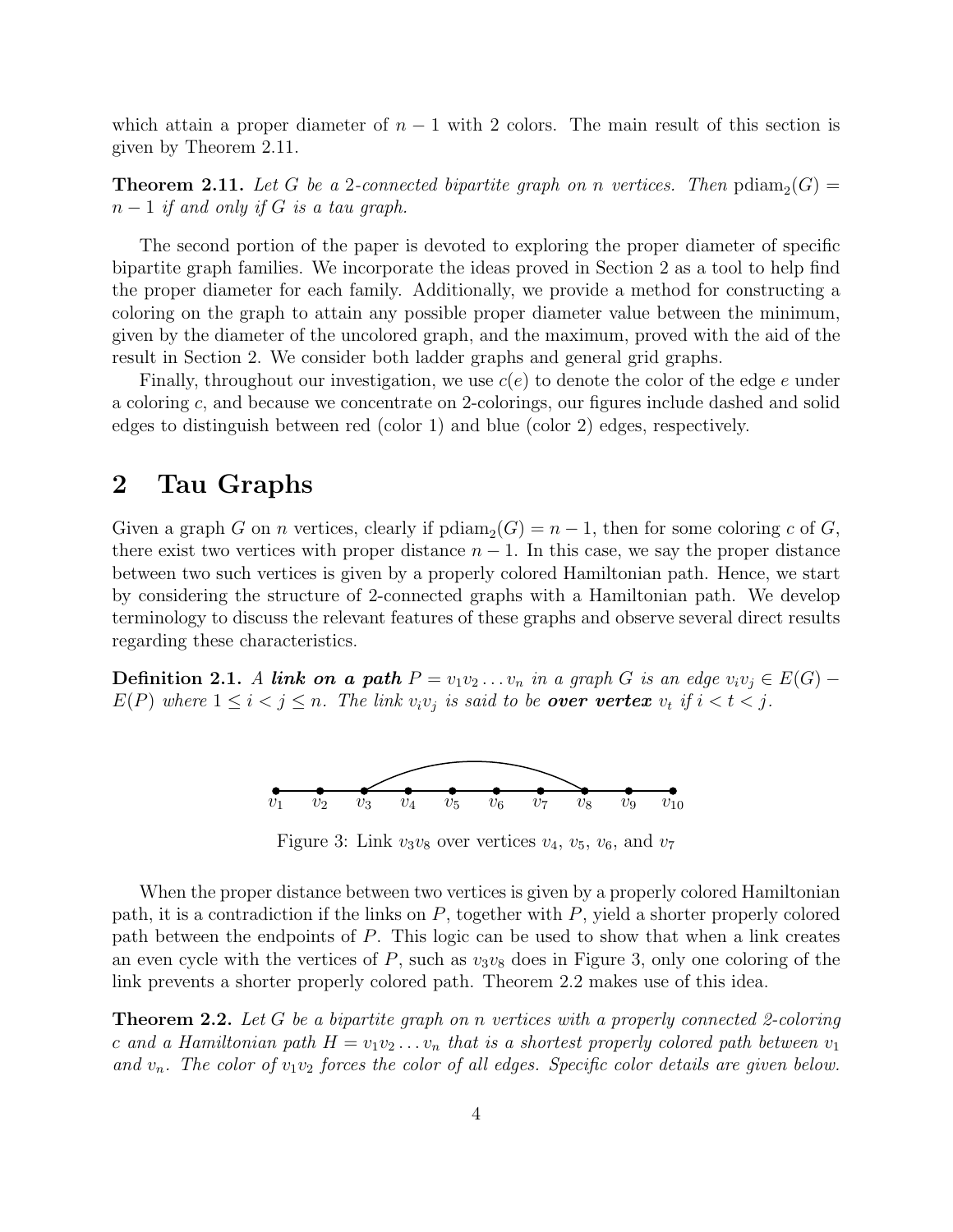which attain a proper diameter of $n-1$ with 2 colors. The main result of this section is given by Theorem 2.11.

**Theorem 2.11.** *Let $G$ be a 2-connected bipartite graph on $n$ vertices. Then $\text{pdiam}_2(G) = n-1$ if and only if $G$ is a tau graph.*

The second portion of the paper is devoted to exploring the proper diameter of specific bipartite graph families. We incorporate the ideas proved in Section 2 as a tool to help find the proper diameter for each family. Additionally, we provide a method for constructing a coloring on the graph to attain any possible proper diameter value between the minimum, given by the diameter of the uncolored graph, and the maximum, proved with the aid of the result in Section 2. We consider both ladder graphs and general grid graphs.

Finally, throughout our investigation, we use $c(e)$ to denote the color of the edge $e$ under a coloring $c$, and because we concentrate on 2-colorings, our figures include dashed and solid edges to distinguish between red (color 1) and blue (color 2) edges, respectively.

## 2 Tau Graphs

Given a graph $G$ on $n$ vertices, clearly if $\text{pdiam}_2(G) = n-1$, then for some coloring $c$ of $G$, there exist two vertices with proper distance $n-1$. In this case, we say the proper distance between two such vertices is given by a properly colored Hamiltonian path. Hence, we start by considering the structure of 2-connected graphs with a Hamiltonian path. We develop terminology to discuss the relevant features of these graphs and observe several direct results regarding these characteristics.

**Definition 2.1.** *A **link on a path** $P = v_1v_2\dots v_n$ in a graph $G$ is an edge $v_iv_j \in E(G) - E(P)$ where $1 \le i < j \le n$. The link $v_iv_j$ is said to be **over vertex** $v_t$ if $i < t < j$.*

Figure 3: Link $v_3v_8$ over vertices $v_4$, $v_5$, $v_6$, and $v_7$

When the proper distance between two vertices is given by a properly colored Hamiltonian path, it is a contradiction if the links on $P$, together with $P$, yield a shorter properly colored path between the endpoints of $P$. This logic can be used to show that when a link creates an even cycle with the vertices of $P$, such as $v_3v_8$ does in Figure 3, only one coloring of the link prevents a shorter properly colored path. Theorem 2.2 makes use of this idea.

**Theorem 2.2.** *Let $G$ be a bipartite graph on $n$ vertices with a properly connected 2-coloring $c$ and a Hamiltonian path $H = v_1v_2\dots v_n$ that is a shortest properly colored path between $v_1$ and $v_n$. The color of $v_1v_2$ forces the color of all edges. Specific color details are given below.*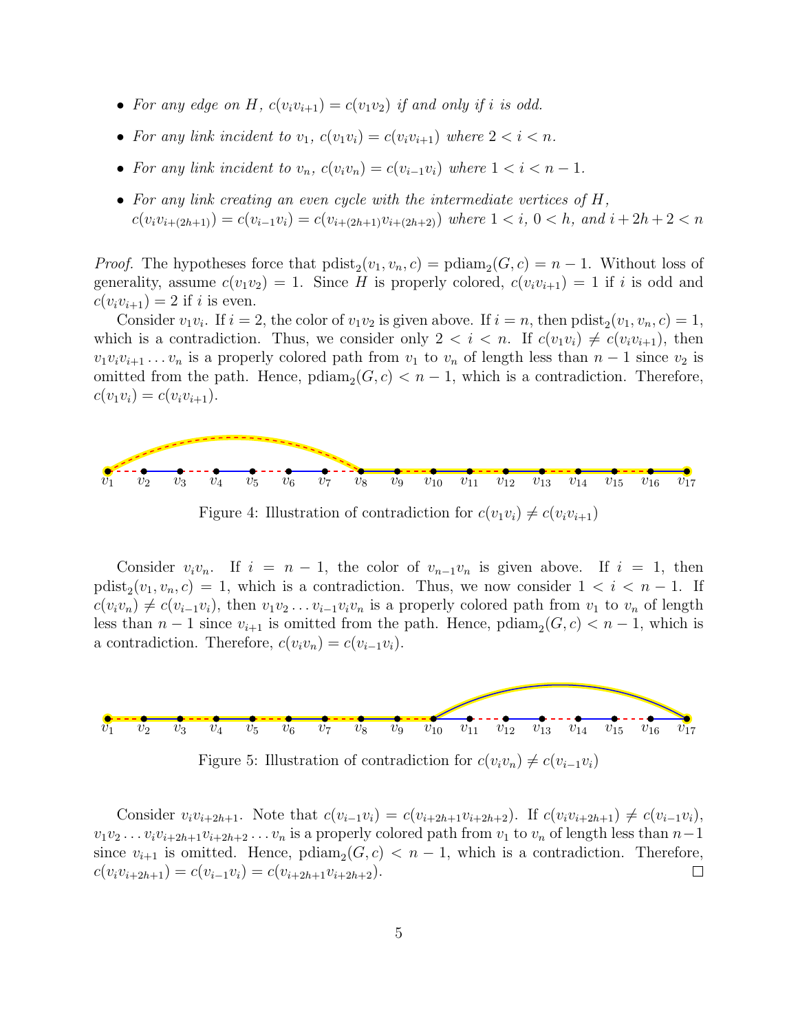- *For any edge on $H$, $c(v_iv_{i+1}) = c(v_1v_2)$ if and only if $i$ is odd.*
- *For any link incident to $v_1$, $c(v_1v_i) = c(v_iv_{i+1})$ where $2 < i < n$.*
- *For any link incident to $v_n$, $c(v_iv_n) = c(v_{i-1}v_i)$ where $1 < i < n-1$.*
- *For any link creating an even cycle with the intermediate vertices of $H$, $c(v_iv_{i+(2h+1)}) = c(v_{i-1}v_i) = c(v_{i+(2h+1)}v_{i+(2h+2)})$ where $1 < i$, $0 < h$, and $i + 2h + 2 < n$*

*Proof.* The hypotheses force that $\text{pdist}_2(v_1, v_n, c) = \text{pdiam}_2(G, c) = n - 1$. Without loss of generality, assume $c(v_1v_2) = 1$. Since $H$ is properly colored, $c(v_iv_{i+1}) = 1$ if $i$ is odd and $c(v_iv_{i+1}) = 2$ if $i$ is even.

Consider $v_1v_i$. If $i = 2$, the color of $v_1v_2$ is given above. If $i = n$, then $\text{pdist}_2(v_1, v_n, c) = 1$, which is a contradiction. Thus, we consider only $2 < i < n$. If $c(v_1v_i) \neq c(v_iv_{i+1})$, then $v_1v_iv_{i+1}\dots v_n$ is a properly colored path from $v_1$ to $v_n$ of length less than $n - 1$ since $v_2$ is omitted from the path. Hence, $\text{pdiam}_2(G, c) < n - 1$, which is a contradiction. Therefore, $c(v_1v_i) = c(v_iv_{i+1})$.

Figure 4: Illustration of contradiction for $c(v_1v_i) \neq c(v_iv_{i+1})$

Consider $v_iv_n$. If $i = n - 1$, the color of $v_{n-1}v_n$ is given above. If $i = 1$, then $\text{pdist}_2(v_1, v_n, c) = 1$, which is a contradiction. Thus, we now consider $1 < i < n - 1$. If $c(v_iv_n) \neq c(v_{i-1}v_i)$, then $v_1v_2 \dots v_{i-1}v_iv_n$ is a properly colored path from $v_1$ to $v_n$ of length less than $n - 1$ since $v_{i+1}$ is omitted from the path. Hence, $\text{pdiam}_2(G, c) < n - 1$, which is a contradiction. Therefore, $c(v_iv_n) = c(v_{i-1}v_i)$.

Figure 5: Illustration of contradiction for $c(v_iv_n) \neq c(v_{i-1}v_i)$

Consider $v_iv_{i+2h+1}$. Note that $c(v_{i-1}v_i) = c(v_{i+2h+1}v_{i+2h+2})$. If $c(v_iv_{i+2h+1}) \neq c(v_{i-1}v_i)$, $v_1v_2 \dots v_iv_{i+2h+1}v_{i+2h+2} \dots v_n$ is a properly colored path from $v_1$ to $v_n$ of length less than $n-1$ since $v_{i+1}$ is omitted. Hence, $\text{pdiam}_2(G, c) < n - 1$, which is a contradiction. Therefore, $c(v_iv_{i+2h+1}) = c(v_{i-1}v_i) = c(v_{i+2h+1}v_{i+2h+2})$. ☐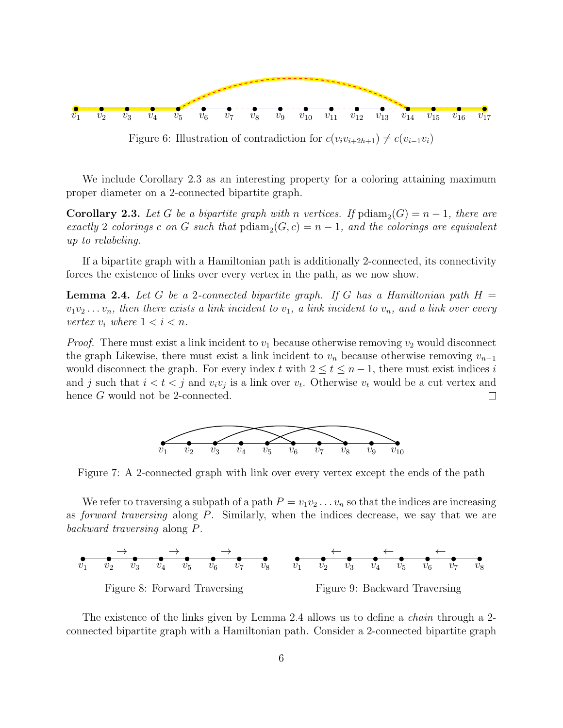Figure 6: Illustration of contradiction for $c(v_iv_{i+2h+1}) \neq c(v_{i-1}v_i)$

We include Corollary 2.3 as an interesting property for a coloring attaining maximum proper diameter on a 2-connected bipartite graph.

**Corollary 2.3.** *Let $G$ be a bipartite graph with $n$ vertices. If $\operatorname{pdiam}_2(G) = n-1$, there are exactly 2 colorings $c$ on $G$ such that $\operatorname{pdiam}_2(G, c) = n-1$, and the colorings are equivalent up to relabeling.*

If a bipartite graph with a Hamiltonian path is additionally 2-connected, its connectivity forces the existence of links over every vertex in the path, as we now show.

**Lemma 2.4.** *Let $G$ be a 2-connected bipartite graph. If $G$ has a Hamiltonian path $H = v_1v_2\dots v_n$, then there exists a link incident to $v_1$, a link incident to $v_n$, and a link over every vertex $v_i$ where $1 < i < n$.*

*Proof.* There must exist a link incident to $v_1$ because otherwise removing $v_2$ would disconnect the graph Likewise, there must exist a link incident to $v_n$ because otherwise removing $v_{n-1}$ would disconnect the graph. For every index $t$ with $2 \leq t \leq n-1$, there must exist indices $i$ and $j$ such that $i < t < j$ and $v_iv_j$ is a link over $v_t$. Otherwise $v_t$ would be a cut vertex and hence $G$ would not be 2-connected. $\square$

Figure 7: A 2-connected graph with link over every vertex except the ends of the path

We refer to traversing a subpath of a path $P = v_1v_2\dots v_n$ so that the indices are increasing as *forward traversing* along $P$. Similarly, when the indices decrease, we say that we are *backward traversing* along $P$.

Figure 8: Forward Traversing

Figure 9: Backward Traversing

The existence of the links given by Lemma 2.4 allows us to define a *chain* through a 2-connected bipartite graph with a Hamiltonian path. Consider a 2-connected bipartite graph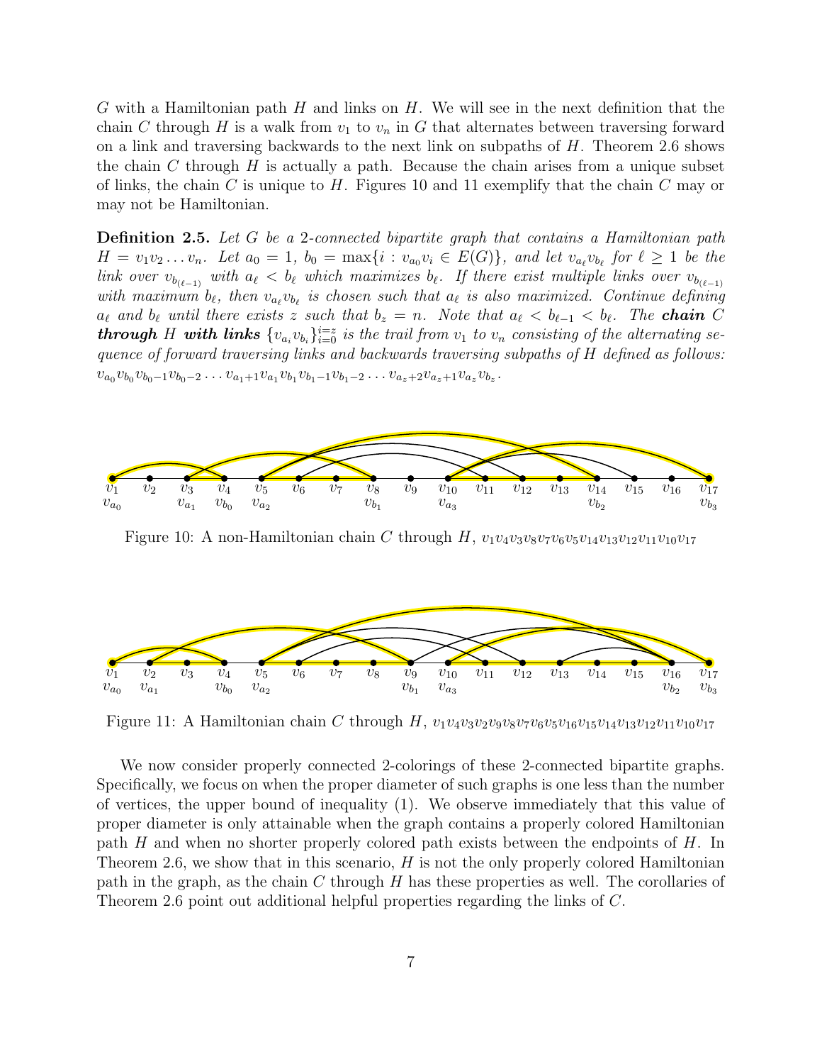$G$ with a Hamiltonian path $H$ and links on $H$. We will see in the next definition that the chain $C$ through $H$ is a walk from $v_1$ to $v_n$ in $G$ that alternates between traversing forward on a link and traversing backwards to the next link on subpaths of $H$. Theorem 2.6 shows the chain $C$ through $H$ is actually a path. Because the chain arises from a unique subset of links, the chain $C$ is unique to $H$. Figures 10 and 11 exemplify that the chain $C$ may or may not be Hamiltonian.

**Definition 2.5.** *Let $G$ be a 2-connected bipartite graph that contains a Hamiltonian path $H = v_1 v_2 \ldots v_n$. Let $a_0 = 1$, $b_0 = \max\{i : v_{a_0} v_i \in E(G)\}$, and let $v_{a_\ell} v_{b_\ell}$ for $\ell \geq 1$ be the link over $v_{b_{(\ell-1)}}$ with $a_\ell < b_\ell$ which maximizes $b_\ell$. If there exist multiple links over $v_{b_{(\ell-1)}}$ with maximum $b_\ell$, then $v_{a_\ell} v_{b_\ell}$ is chosen such that $a_\ell$ is also maximized. Continue defining $a_\ell$ and $b_\ell$ until there exists $z$ such that $b_z = n$. Note that $a_\ell < b_{\ell-1} < b_\ell$. The **chain** $C$ **through** $H$ **with links** $\{v_{a_i} v_{b_i}\}_{i=0}^{i=z}$ is the trail from $v_1$ to $v_n$ consisting of the alternating sequence of forward traversing links and backwards traversing subpaths of $H$ defined as follows: $v_{a_0} v_{b_0} v_{b_0-1} v_{b_0-2} \ldots v_{a_1+1} v_{a_1} v_{b_1} v_{b_1-1} v_{b_1-2} \ldots v_{a_z+2} v_{a_z+1} v_{a_z} v_{b_z}$.*

Figure 10: A non-Hamiltonian chain $C$ through $H$, $v_1 v_4 v_3 v_8 v_7 v_6 v_5 v_{14} v_{13} v_{12} v_{11} v_{10} v_{17}$

Figure 11: A Hamiltonian chain $C$ through $H$, $v_1 v_4 v_3 v_2 v_9 v_8 v_7 v_6 v_5 v_{16} v_{15} v_{14} v_{13} v_{12} v_{11} v_{10} v_{17}$

We now consider properly connected 2-colorings of these 2-connected bipartite graphs. Specifically, we focus on when the proper diameter of such graphs is one less than the number of vertices, the upper bound of inequality (1). We observe immediately that this value of proper diameter is only attainable when the graph contains a properly colored Hamiltonian path $H$ and when no shorter properly colored path exists between the endpoints of $H$. In Theorem 2.6, we show that in this scenario, $H$ is not the only properly colored Hamiltonian path in the graph, as the chain $C$ through $H$ has these properties as well. The corollaries of Theorem 2.6 point out additional helpful properties regarding the links of $C$.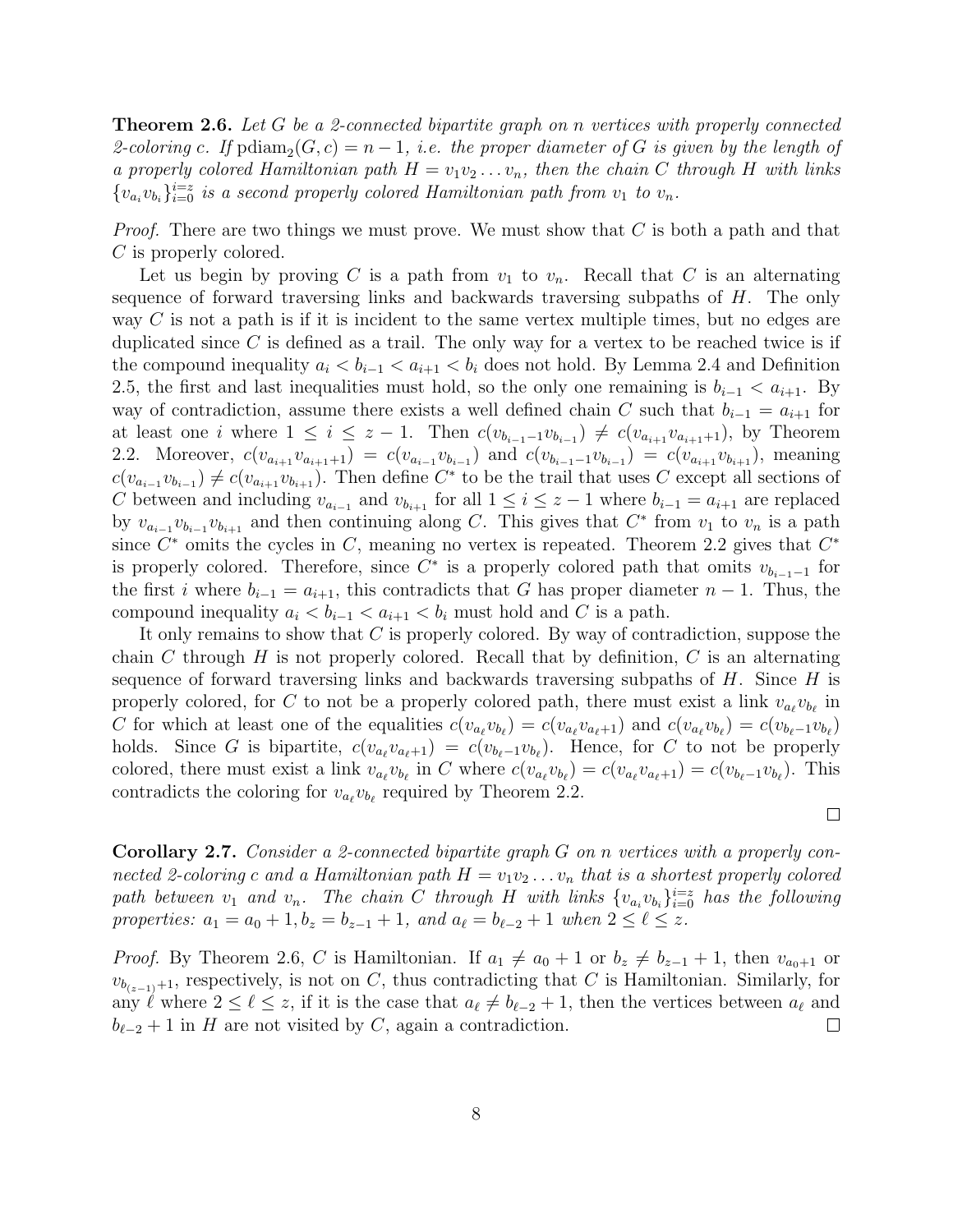**Theorem 2.6.** *Let $G$ be a 2-connected bipartite graph on $n$ vertices with properly connected 2-coloring $c$. If $\mathrm{pdiam}_2(G,c) = n-1$, i.e. the proper diameter of $G$ is given by the length of a properly colored Hamiltonian path $H = v_1v_2\dots v_n$, then the chain $C$ through $H$ with links $\{v_{a_i}v_{b_i}\}_{i=0}^{i=z}$ is a second properly colored Hamiltonian path from $v_1$ to $v_n$.*

*Proof.* There are two things we must prove. We must show that $C$ is both a path and that $C$ is properly colored.

Let us begin by proving $C$ is a path from $v_1$ to $v_n$. Recall that $C$ is an alternating sequence of forward traversing links and backwards traversing subpaths of $H$. The only way $C$ is not a path is if it is incident to the same vertex multiple times, but no edges are duplicated since $C$ is defined as a trail. The only way for a vertex to be reached twice is if the compound inequality $a_i < b_{i-1} < a_{i+1} < b_i$ does not hold. By Lemma 2.4 and Definition 2.5, the first and last inequalities must hold, so the only one remaining is $b_{i-1} < a_{i+1}$. By way of contradiction, assume there exists a well defined chain $C$ such that $b_{i-1} = a_{i+1}$ for at least one $i$ where $1 \leq i \leq z-1$. Then $c(v_{b_{i-1}-1}v_{b_{i-1}}) \neq c(v_{a_{i+1}}v_{a_{i+1}+1})$, by Theorem 2.2. Moreover, $c(v_{a_{i+1}}v_{a_{i+1}+1}) = c(v_{a_{i-1}}v_{b_{i-1}})$ and $c(v_{b_{i-1}-1}v_{b_{i-1}}) = c(v_{a_{i+1}}v_{b_{i+1}})$, meaning $c(v_{a_{i-1}}v_{b_{i-1}}) \neq c(v_{a_{i+1}}v_{b_{i+1}})$. Then define $C^*$ to be the trail that uses $C$ except all sections of $C$ between and including $v_{a_{i-1}}$ and $v_{b_{i+1}}$ for all $1 \leq i \leq z-1$ where $b_{i-1} = a_{i+1}$ are replaced by $v_{a_{i-1}}v_{b_{i-1}}v_{b_{i+1}}$ and then continuing along $C$. This gives that $C^*$ from $v_1$ to $v_n$ is a path since $C^*$ omits the cycles in $C$, meaning no vertex is repeated. Theorem 2.2 gives that $C^*$ is properly colored. Therefore, since $C^*$ is a properly colored path that omits $v_{b_{i-1}-1}$ for the first $i$ where $b_{i-1} = a_{i+1}$, this contradicts that $G$ has proper diameter $n-1$. Thus, the compound inequality $a_i < b_{i-1} < a_{i+1} < b_i$ must hold and $C$ is a path.

It only remains to show that $C$ is properly colored. By way of contradiction, suppose the chain $C$ through $H$ is not properly colored. Recall that by definition, $C$ is an alternating sequence of forward traversing links and backwards traversing subpaths of $H$. Since $H$ is properly colored, for $C$ to not be a properly colored path, there must exist a link $v_{a_\ell}v_{b_\ell}$ in $C$ for which at least one of the equalities $c(v_{a_\ell}v_{b_\ell}) = c(v_{a_\ell}v_{a_\ell+1})$ and $c(v_{a_\ell}v_{b_\ell}) = c(v_{b_\ell-1}v_{b_\ell})$ holds. Since $G$ is bipartite, $c(v_{a_\ell}v_{a_\ell+1}) = c(v_{b_\ell-1}v_{b_\ell})$. Hence, for $C$ to not be properly colored, there must exist a link $v_{a_\ell}v_{b_\ell}$ in $C$ where $c(v_{a_\ell}v_{b_\ell}) = c(v_{a_\ell}v_{a_\ell+1}) = c(v_{b_\ell-1}v_{b_\ell})$. This contradicts the coloring for $v_{a_\ell}v_{b_\ell}$ required by Theorem 2.2. $\square$

**Corollary 2.7.** *Consider a 2-connected bipartite graph $G$ on $n$ vertices with a properly connected 2-coloring $c$ and a Hamiltonian path $H = v_1v_2\dots v_n$ that is a shortest properly colored path between $v_1$ and $v_n$. The chain $C$ through $H$ with links $\{v_{a_i}v_{b_i}\}_{i=0}^{i=z}$ has the following properties: $a_1 = a_0 + 1, b_z = b_{z-1} + 1$, and $a_\ell = b_{\ell-2} + 1$ when $2 \leq \ell \leq z$.*

*Proof.* By Theorem 2.6, $C$ is Hamiltonian. If $a_1 \neq a_0 + 1$ or $b_z \neq b_{z-1} + 1$, then $v_{a_0+1}$ or $v_{b_{(z-1)}+1}$, respectively, is not on $C$, thus contradicting that $C$ is Hamiltonian. Similarly, for any $\ell$ where $2 \leq \ell \leq z$, if it is the case that $a_\ell \neq b_{\ell-2} + 1$, then the vertices between $a_\ell$ and $b_{\ell-2} + 1$ in $H$ are not visited by $C$, again a contradiction. $\square$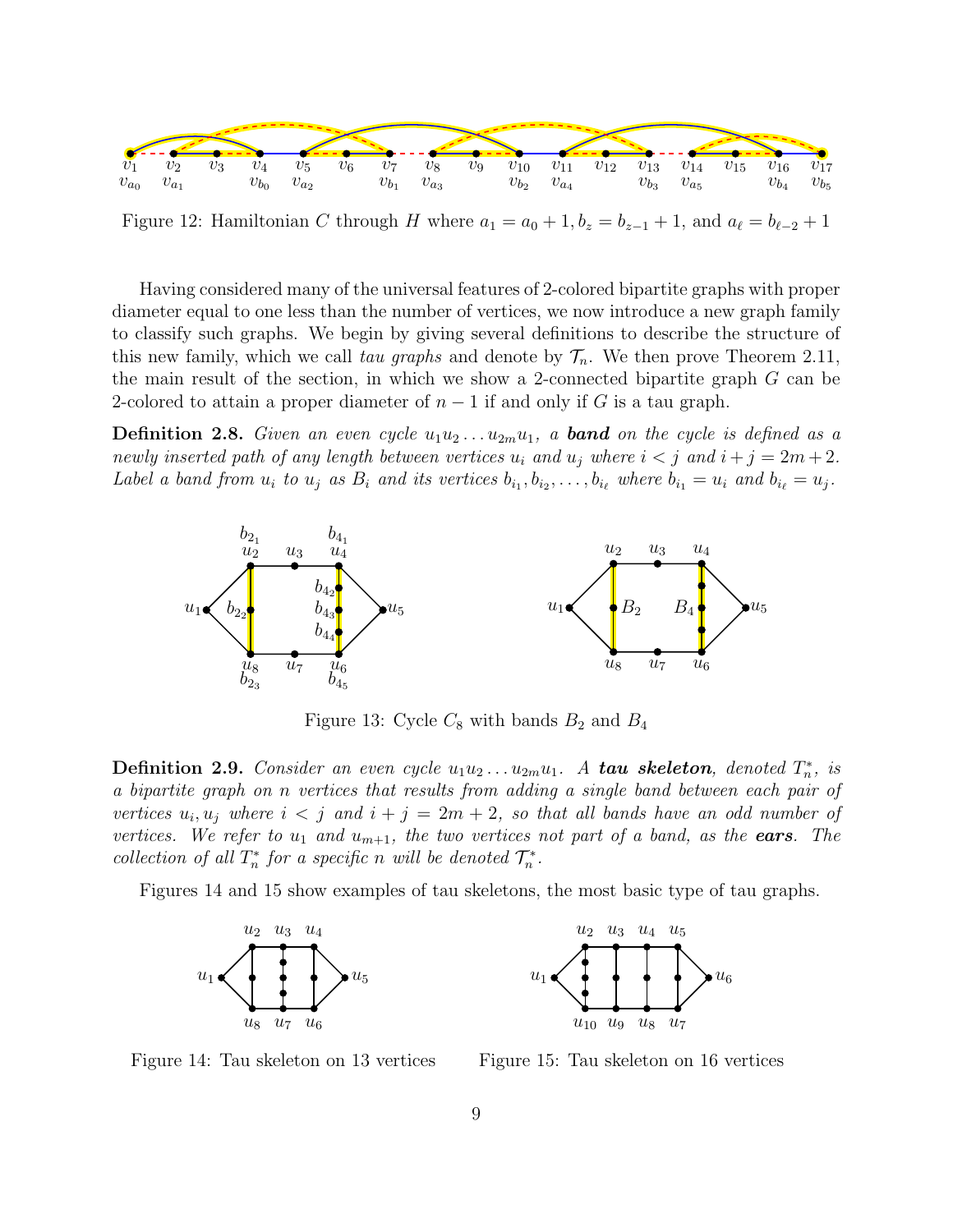Figure 12: Hamiltonian $C$ through $H$ where $a_1 = a_0 + 1, b_z = b_{z-1} + 1$, and $a_\ell = b_{\ell-2} + 1$

Having considered many of the universal features of 2-colored bipartite graphs with proper diameter equal to one less than the number of vertices, we now introduce a new graph family to classify such graphs. We begin by giving several definitions to describe the structure of this new family, which we call *tau graphs* and denote by $\mathcal{T}_n$. We then prove Theorem 2.11, the main result of the section, in which we show a 2-connected bipartite graph $G$ can be 2-colored to attain a proper diameter of $n-1$ if and only if $G$ is a tau graph.

**Definition 2.8.** *Given an even cycle $u_1 u_2 \ldots u_{2m} u_1$, a* ***band*** *on the cycle is defined as a newly inserted path of any length between vertices $u_i$ and $u_j$ where $i < j$ and $i + j = 2m + 2$. Label a band from $u_i$ to $u_j$ as $B_i$ and its vertices $b_{i_1}, b_{i_2}, \ldots, b_{i_\ell}$ where $b_{i_1} = u_i$ and $b_{i_\ell} = u_j$.*

Figure 13: Cycle $C_8$ with bands $B_2$ and $B_4$

**Definition 2.9.** *Consider an even cycle $u_1 u_2 \ldots u_{2m} u_1$. A* ***tau skeleton****, denoted $T_n^*$, is a bipartite graph on $n$ vertices that results from adding a single band between each pair of vertices $u_i, u_j$ where $i < j$ and $i + j = 2m + 2$, so that all bands have an odd number of vertices. We refer to $u_1$ and $u_{m+1}$, the two vertices not part of a band, as the* ***ears****. The collection of all $T_n^*$ for a specific $n$ will be denoted $\mathcal{T}_n^*$.*

Figures 14 and 15 show examples of tau skeletons, the most basic type of tau graphs.

Figure 14: Tau skeleton on 13 vertices

Figure 15: Tau skeleton on 16 vertices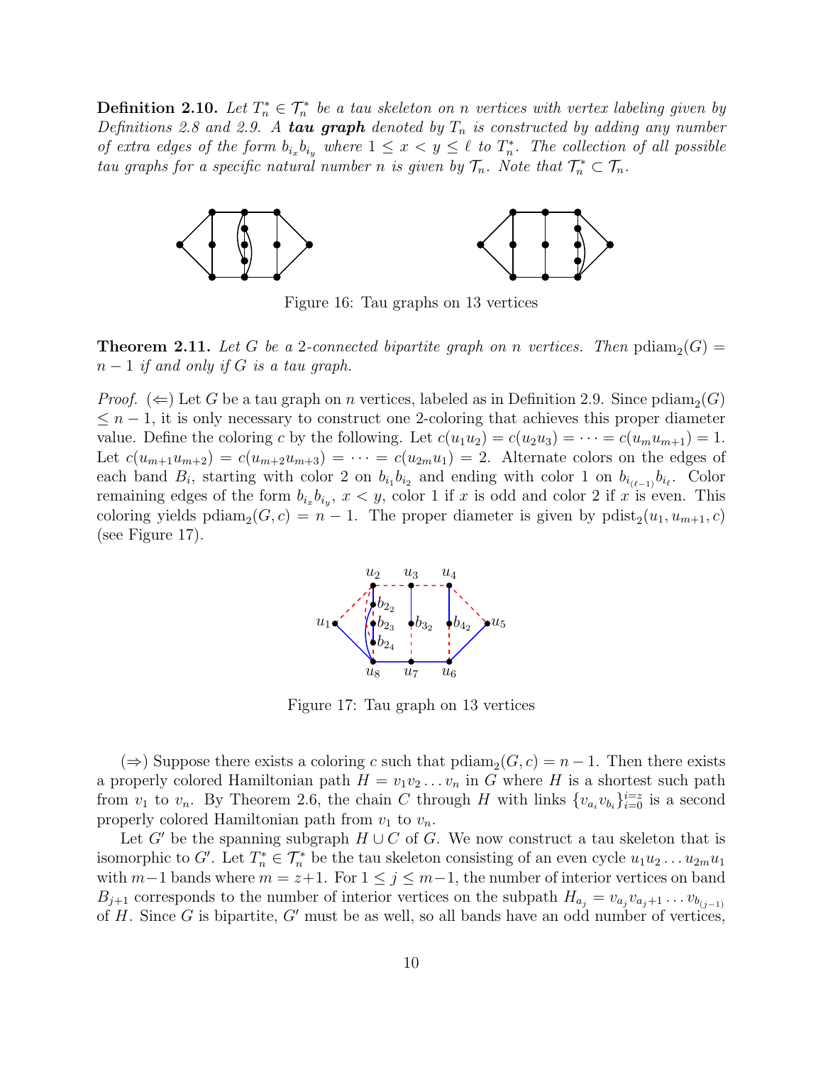**Definition 2.10.** *Let $T_n^* \in \mathcal{T}_n^*$ be a tau skeleton on $n$ vertices with vertex labeling given by Definitions 2.8 and 2.9. A **tau graph** denoted by $T_n$ is constructed by adding any number of extra edges of the form $b_{i_x}b_{i_y}$ where $1 \le x < y \le \ell$ to $T_n^*$. The collection of all possible tau graphs for a specific natural number $n$ is given by $\mathcal{T}_n$. Note that $\mathcal{T}_n^* \subset \mathcal{T}_n$.*

Figure 16: Tau graphs on 13 vertices

**Theorem 2.11.** *Let $G$ be a 2-connected bipartite graph on $n$ vertices. Then $\text{pdiam}_2(G) = n-1$ if and only if $G$ is a tau graph.*

*Proof.* ($\Leftarrow$) Let $G$ be a tau graph on $n$ vertices, labeled as in Definition 2.9. Since $\text{pdiam}_2(G) \le n-1$, it is only necessary to construct one 2-coloring that achieves this proper diameter value. Define the coloring $c$ by the following. Let $c(u_1u_2) = c(u_2u_3) = \cdots = c(u_mu_{m+1}) = 1$. Let $c(u_{m+1}u_{m+2}) = c(u_{m+2}u_{m+3}) = \cdots = c(u_{2m}u_1) = 2$. Alternate colors on the edges of each band $B_i$, starting with color 2 on $b_{i_1}b_{i_2}$ and ending with color 1 on $b_{i_{(\ell-1)}}b_{i_\ell}$. Color remaining edges of the form $b_{i_x}b_{i_y}$, $x < y$, color 1 if $x$ is odd and color 2 if $x$ is even. This coloring yields $\text{pdiam}_2(G, c) = n-1$. The proper diameter is given by $\text{pdist}_2(u_1, u_{m+1}, c)$ (see Figure 17).

Figure 17: Tau graph on 13 vertices

($\Rightarrow$) Suppose there exists a coloring $c$ such that $\text{pdiam}_2(G, c) = n-1$. Then there exists a properly colored Hamiltonian path $H = v_1v_2\ldots v_n$ in $G$ where $H$ is a shortest such path from $v_1$ to $v_n$. By Theorem 2.6, the chain $C$ through $H$ with links $\{v_{a_i}v_{b_i}\}_{i=0}^{i=z}$ is a second properly colored Hamiltonian path from $v_1$ to $v_n$.

Let $G'$ be the spanning subgraph $H \cup C$ of $G$. We now construct a tau skeleton that is isomorphic to $G'$. Let $T_n^* \in \mathcal{T}_n^*$ be the tau skeleton consisting of an even cycle $u_1u_2\ldots u_{2m}u_1$ with $m-1$ bands where $m = z+1$. For $1 \le j \le m-1$, the number of interior vertices on band $B_{j+1}$ corresponds to the number of interior vertices on the subpath $H_{a_j} = v_{a_j}v_{a_j+1}\ldots v_{b_{(j-1)}}$ of $H$. Since $G$ is bipartite, $G'$ must be as well, so all bands have an odd number of vertices,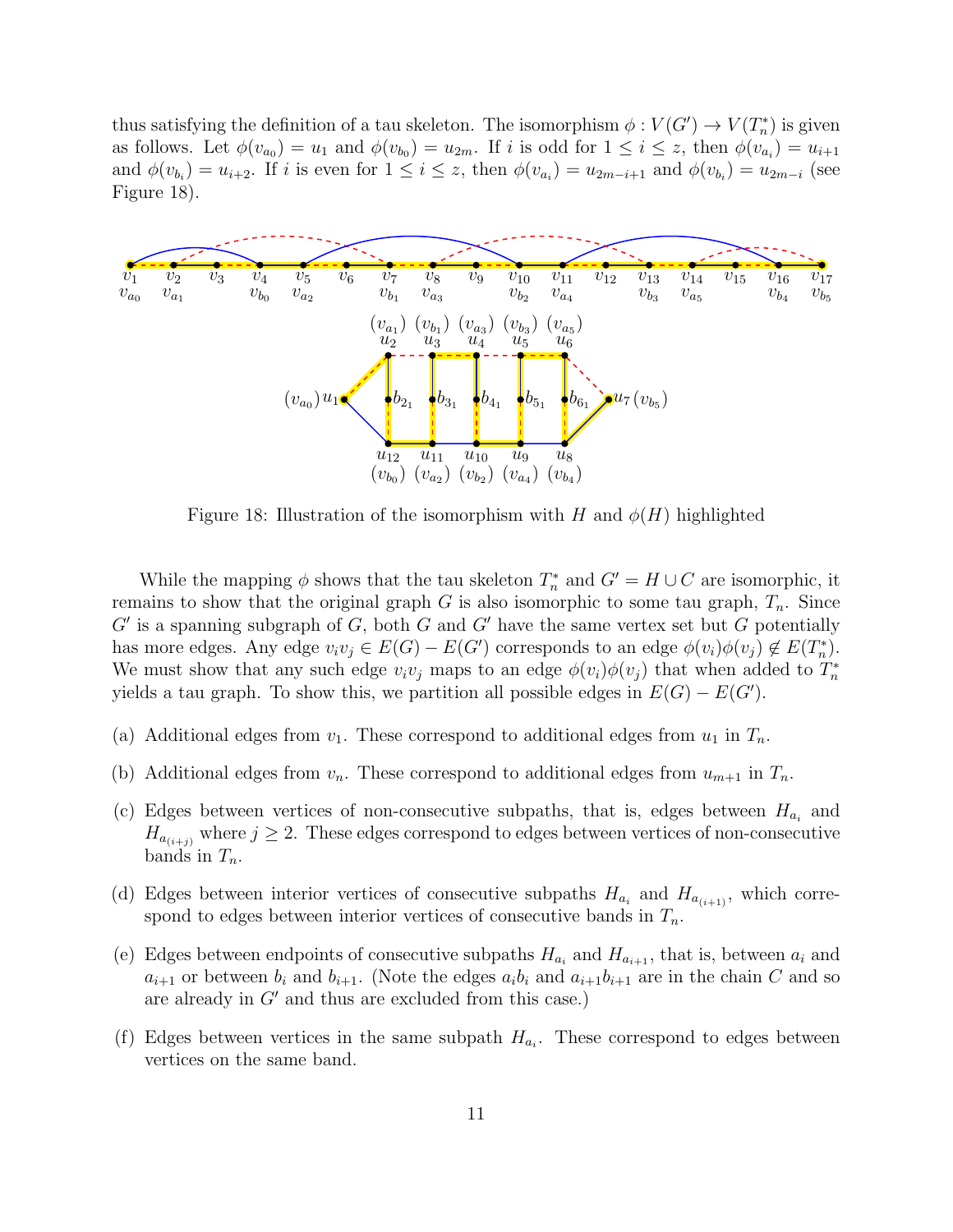thus satisfying the definition of a tau skeleton. The isomorphism $\phi : V(G') \to V(T_n^*)$ is given as follows. Let $\phi(v_{a_0}) = u_1$ and $\phi(v_{b_0}) = u_{2m}$. If $i$ is odd for $1 \le i \le z$, then $\phi(v_{a_i}) = u_{i+1}$ and $\phi(v_{b_i}) = u_{i+2}$. If $i$ is even for $1 \le i \le z$, then $\phi(v_{a_i}) = u_{2m-i+1}$ and $\phi(v_{b_i}) = u_{2m-i}$ (see Figure 18).

Figure 18: Illustration of the isomorphism with $H$ and $\phi(H)$ highlighted

While the mapping $\phi$ shows that the tau skeleton $T_n^*$ and $G' = H \cup C$ are isomorphic, it remains to show that the original graph $G$ is also isomorphic to some tau graph, $T_n$. Since $G'$ is a spanning subgraph of $G$, both $G$ and $G'$ have the same vertex set but $G$ potentially has more edges. Any edge $v_iv_j \in E(G) - E(G')$ corresponds to an edge $\phi(v_i)\phi(v_j) \notin E(T_n^*)$. We must show that any such edge $v_iv_j$ maps to an edge $\phi(v_i)\phi(v_j)$ that when added to $T_n^*$ yields a tau graph. To show this, we partition all possible edges in $E(G) - E(G')$.

(a) Additional edges from $v_1$. These correspond to additional edges from $u_1$ in $T_n$.

(b) Additional edges from $v_n$. These correspond to additional edges from $u_{m+1}$ in $T_n$.

(c) Edges between vertices of non-consecutive subpaths, that is, edges between $H_{a_i}$ and $H_{a_{(i+j)}}$ where $j \ge 2$. These edges correspond to edges between vertices of non-consecutive bands in $T_n$.

(d) Edges between interior vertices of consecutive subpaths $H_{a_i}$ and $H_{a_{(i+1)}}$, which correspond to edges between interior vertices of consecutive bands in $T_n$.

(e) Edges between endpoints of consecutive subpaths $H_{a_i}$ and $H_{a_{i+1}}$, that is, between $a_i$ and $a_{i+1}$ or between $b_i$ and $b_{i+1}$. (Note the edges $a_ib_i$ and $a_{i+1}b_{i+1}$ are in the chain $C$ and so are already in $G'$ and thus are excluded from this case.)

(f) Edges between vertices in the same subpath $H_{a_i}$. These correspond to edges between vertices on the same band.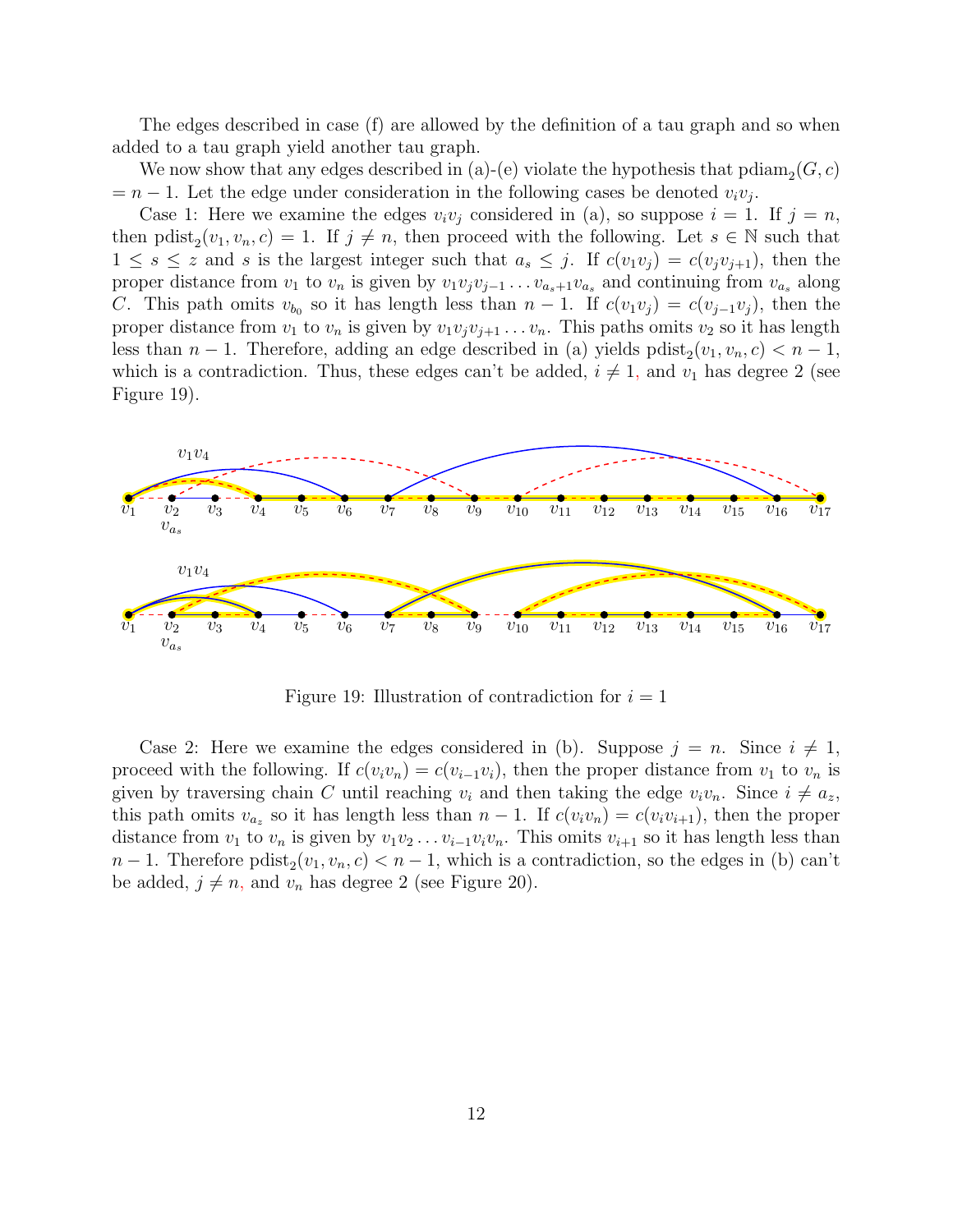The edges described in case (f) are allowed by the definition of a tau graph and so when added to a tau graph yield another tau graph.

We now show that any edges described in (a)-(e) violate the hypothesis that $\mathrm{pdiam}_2(G, c) = n - 1$. Let the edge under consideration in the following cases be denoted $v_i v_j$.

Case 1: Here we examine the edges $v_i v_j$ considered in (a), so suppose $i = 1$. If $j = n$, then $\mathrm{pdist}_2(v_1, v_n, c) = 1$. If $j \neq n$, then proceed with the following. Let $s \in \mathbb{N}$ such that $1 \leq s \leq z$ and $s$ is the largest integer such that $a_s \leq j$. If $c(v_1 v_j) = c(v_j v_{j+1})$, then the proper distance from $v_1$ to $v_n$ is given by $v_1 v_j v_{j-1} \ldots v_{a_s+1} v_{a_s}$ and continuing from $v_{a_s}$ along $C$. This path omits $v_{b_0}$ so it has length less than $n - 1$. If $c(v_1 v_j) = c(v_{j-1} v_j)$, then the proper distance from $v_1$ to $v_n$ is given by $v_1 v_j v_{j+1} \ldots v_n$. This paths omits $v_2$ so it has length less than $n - 1$. Therefore, adding an edge described in (a) yields $\mathrm{pdist}_2(v_1, v_n, c) < n - 1$, which is a contradiction. Thus, these edges can't be added, $i \neq 1$, and $v_1$ has degree 2 (see Figure 19).

Figure 19: Illustration of contradiction for $i = 1$

Case 2: Here we examine the edges considered in (b). Suppose $j = n$. Since $i \neq 1$, proceed with the following. If $c(v_i v_n) = c(v_{i-1} v_i)$, then the proper distance from $v_1$ to $v_n$ is given by traversing chain $C$ until reaching $v_i$ and then taking the edge $v_i v_n$. Since $i \neq a_z$, this path omits $v_{a_z}$ so it has length less than $n - 1$. If $c(v_i v_n) = c(v_i v_{i+1})$, then the proper distance from $v_1$ to $v_n$ is given by $v_1 v_2 \ldots v_{i-1} v_i v_n$. This omits $v_{i+1}$ so it has length less than $n - 1$. Therefore $\mathrm{pdist}_2(v_1, v_n, c) < n - 1$, which is a contradiction, so the edges in (b) can't be added, $j \neq n$, and $v_n$ has degree 2 (see Figure 20).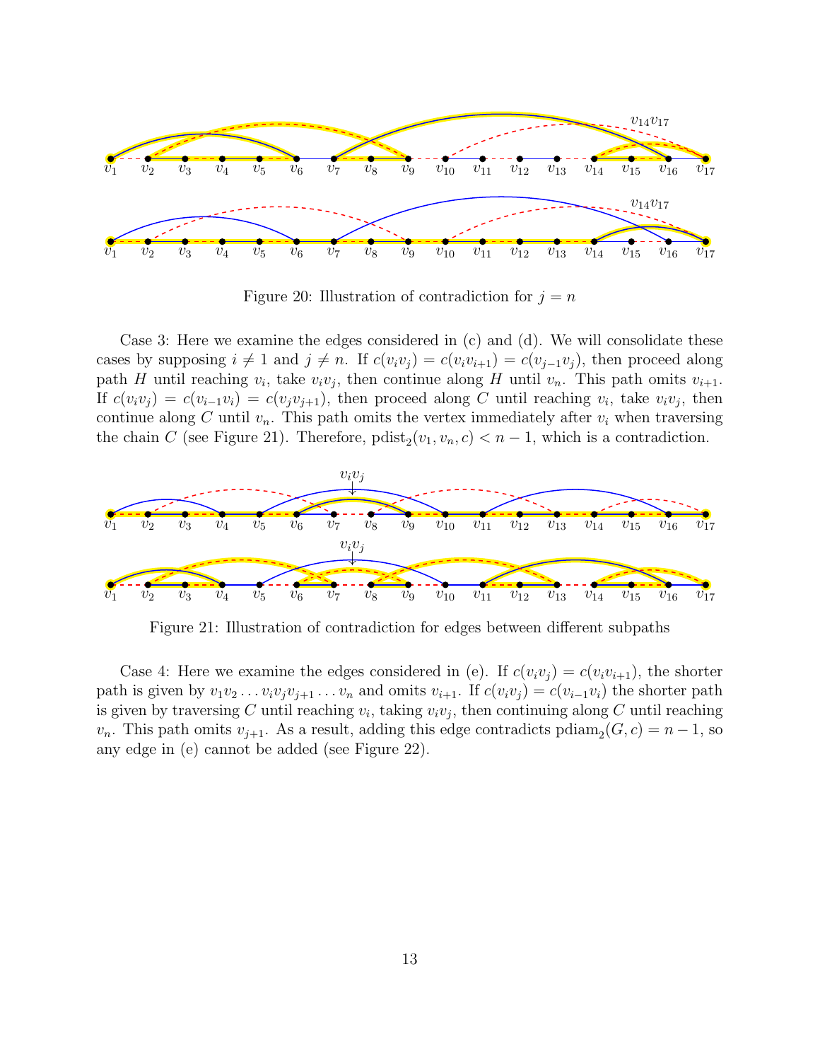Figure 20: Illustration of contradiction for $j = n$

Case 3: Here we examine the edges considered in (c) and (d). We will consolidate these cases by supposing $i \neq 1$ and $j \neq n$. If $c(v_iv_j) = c(v_iv_{i+1}) = c(v_{j-1}v_j)$, then proceed along path $H$ until reaching $v_i$, take $v_iv_j$, then continue along $H$ until $v_n$. This path omits $v_{i+1}$. If $c(v_iv_j) = c(v_{i-1}v_i) = c(v_jv_{j+1})$, then proceed along $C$ until reaching $v_i$, take $v_iv_j$, then continue along $C$ until $v_n$. This path omits the vertex immediately after $v_i$ when traversing the chain $C$ (see Figure 21). Therefore, $\text{pdist}_2(v_1, v_n, c) < n - 1$, which is a contradiction.

Figure 21: Illustration of contradiction for edges between different subpaths

Case 4: Here we examine the edges considered in (e). If $c(v_iv_j) = c(v_iv_{i+1})$, the shorter path is given by $v_1v_2 \ldots v_iv_jv_{j+1} \ldots v_n$ and omits $v_{i+1}$. If $c(v_iv_j) = c(v_{i-1}v_i)$ the shorter path is given by traversing $C$ until reaching $v_i$, taking $v_iv_j$, then continuing along $C$ until reaching $v_n$. This path omits $v_{j+1}$. As a result, adding this edge contradicts $\text{pdiam}_2(G, c) = n - 1$, so any edge in (e) cannot be added (see Figure 22).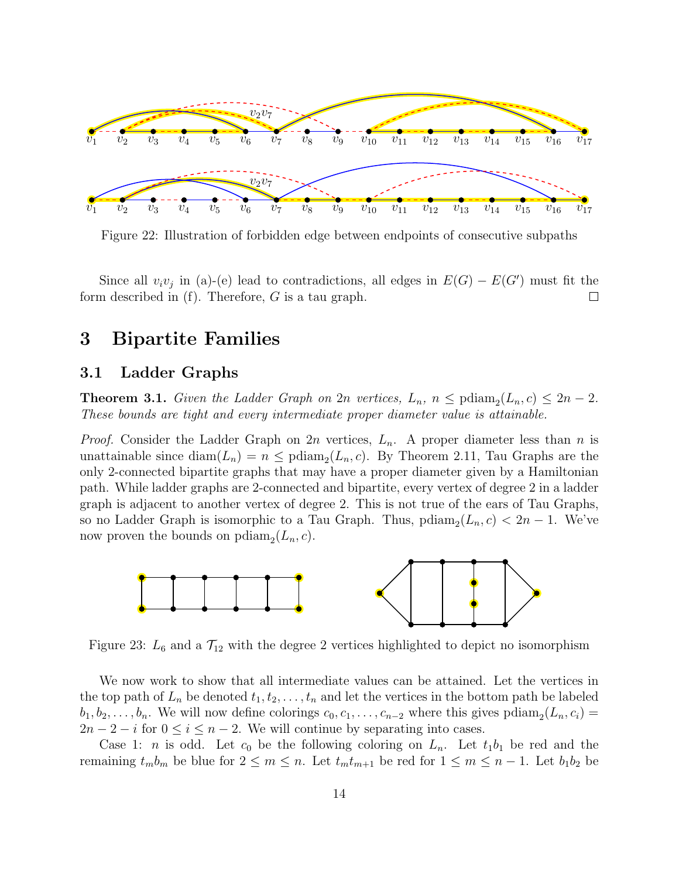Figure 22: Illustration of forbidden edge between endpoints of consecutive subpaths

Since all $v_iv_j$ in (a)-(e) lead to contradictions, all edges in $E(G) - E(G')$ must fit the form described in (f). Therefore, $G$ is a tau graph. □

# 3 Bipartite Families

## 3.1 Ladder Graphs

**Theorem 3.1.** *Given the Ladder Graph on $2n$ vertices, $L_n$, $n \leq \text{pdiam}_2(L_n, c) \leq 2n - 2$. These bounds are tight and every intermediate proper diameter value is attainable.*

*Proof.* Consider the Ladder Graph on $2n$ vertices, $L_n$. A proper diameter less than $n$ is unattainable since $\text{diam}(L_n) = n \leq \text{pdiam}_2(L_n, c)$. By Theorem 2.11, Tau Graphs are the only 2-connected bipartite graphs that may have a proper diameter given by a Hamiltonian path. While ladder graphs are 2-connected and bipartite, every vertex of degree 2 in a ladder graph is adjacent to another vertex of degree 2. This is not true of the ears of Tau Graphs, so no Ladder Graph is isomorphic to a Tau Graph. Thus, $\text{pdiam}_2(L_n, c) < 2n - 1$. We've now proven the bounds on $\text{pdiam}_2(L_n, c)$.

Figure 23: $L_6$ and a $\mathcal{T}_{12}$ with the degree 2 vertices highlighted to depict no isomorphism

We now work to show that all intermediate values can be attained. Let the vertices in the top path of $L_n$ be denoted $t_1, t_2, \ldots, t_n$ and let the vertices in the bottom path be labeled $b_1, b_2, \ldots, b_n$. We will now define colorings $c_0, c_1, \ldots, c_{n-2}$ where this gives $\text{pdiam}_2(L_n, c_i) = 2n - 2 - i$ for $0 \leq i \leq n - 2$. We will continue by separating into cases.

Case 1: $n$ is odd. Let $c_0$ be the following coloring on $L_n$. Let $t_1b_1$ be red and the remaining $t_mb_m$ be blue for $2 \leq m \leq n$. Let $t_mt_{m+1}$ be red for $1 \leq m \leq n - 1$. Let $b_1b_2$ be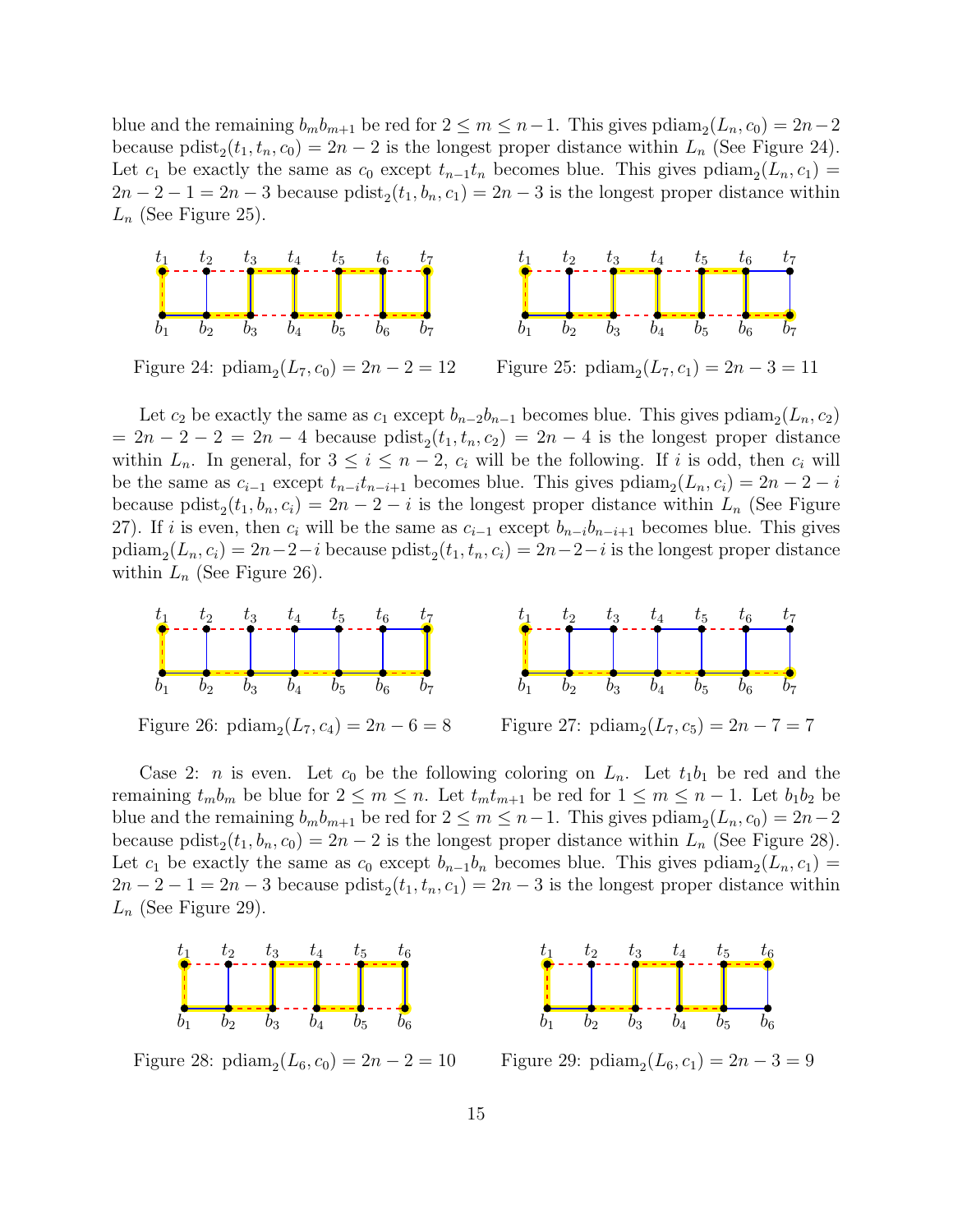blue and the remaining $b_m b_{m+1}$ be red for $2 \leq m \leq n-1$. This gives $\text{pdiam}_2(L_n, c_0) = 2n-2$ because $\text{pdist}_2(t_1, t_n, c_0) = 2n-2$ is the longest proper distance within $L_n$ (See Figure 24). Let $c_1$ be exactly the same as $c_0$ except $t_{n-1}t_n$ becomes blue. This gives $\text{pdiam}_2(L_n, c_1) = 2n-2-1 = 2n-3$ because $\text{pdist}_2(t_1, b_n, c_1) = 2n-3$ is the longest proper distance within $L_n$ (See Figure 25).

Figure 24: $\text{pdiam}_2(L_7, c_0) = 2n-2 = 12$

Figure 25: $\text{pdiam}_2(L_7, c_1) = 2n-3 = 11$

Let $c_2$ be exactly the same as $c_1$ except $b_{n-2}b_{n-1}$ becomes blue. This gives $\text{pdiam}_2(L_n, c_2) = 2n-2-2 = 2n-4$ because $\text{pdist}_2(t_1, t_n, c_2) = 2n-4$ is the longest proper distance within $L_n$. In general, for $3 \leq i \leq n-2$, $c_i$ will be the following. If $i$ is odd, then $c_i$ will be the same as $c_{i-1}$ except $t_{n-i}t_{n-i+1}$ becomes blue. This gives $\text{pdiam}_2(L_n, c_i) = 2n-2-i$ because $\text{pdist}_2(t_1, b_n, c_i) = 2n-2-i$ is the longest proper distance within $L_n$ (See Figure 27). If $i$ is even, then $c_i$ will be the same as $c_{i-1}$ except $b_{n-i}b_{n-i+1}$ becomes blue. This gives $\text{pdiam}_2(L_n, c_i) = 2n-2-i$ because $\text{pdist}_2(t_1, t_n, c_i) = 2n-2-i$ is the longest proper distance within $L_n$ (See Figure 26).

Figure 26: $\text{pdiam}_2(L_7, c_4) = 2n-6 = 8$

Figure 27: $\text{pdiam}_2(L_7, c_5) = 2n-7 = 7$

Case 2: $n$ is even. Let $c_0$ be the following coloring on $L_n$. Let $t_1b_1$ be red and the remaining $t_m b_m$ be blue for $2 \leq m \leq n$. Let $t_m t_{m+1}$ be red for $1 \leq m \leq n-1$. Let $b_1b_2$ be blue and the remaining $b_m b_{m+1}$ be red for $2 \leq m \leq n-1$. This gives $\text{pdiam}_2(L_n, c_0) = 2n-2$ because $\text{pdist}_2(t_1, b_n, c_0) = 2n-2$ is the longest proper distance within $L_n$ (See Figure 28). Let $c_1$ be exactly the same as $c_0$ except $b_{n-1}b_n$ becomes blue. This gives $\text{pdiam}_2(L_n, c_1) = 2n-2-1 = 2n-3$ because $\text{pdist}_2(t_1, t_n, c_1) = 2n-3$ is the longest proper distance within $L_n$ (See Figure 29).

Figure 28: $\text{pdiam}_2(L_6, c_0) = 2n-2 = 10$

Figure 29: $\text{pdiam}_2(L_6, c_1) = 2n-3 = 9$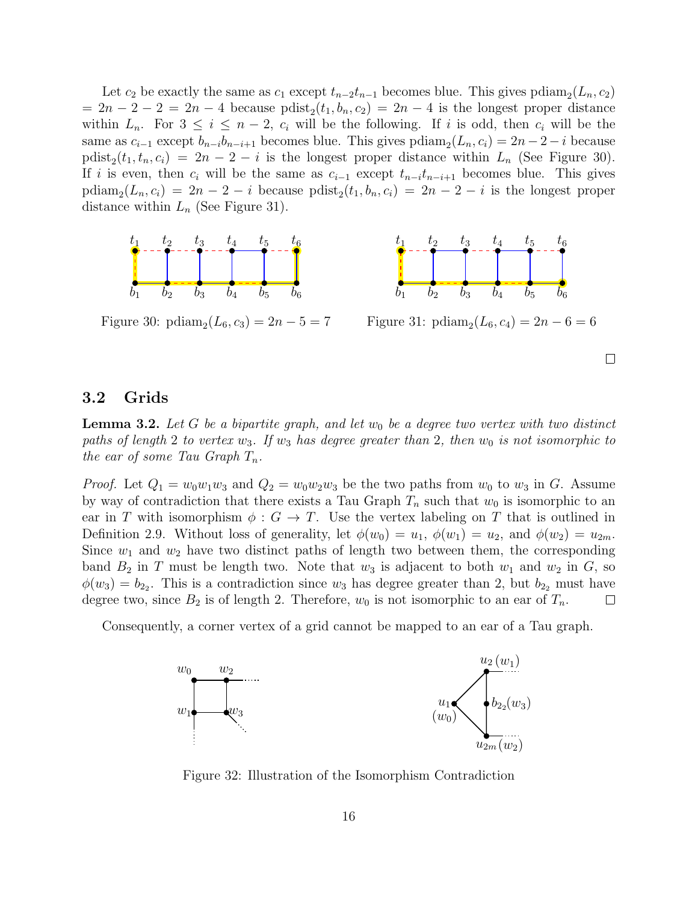Let $c_2$ be exactly the same as $c_1$ except $t_{n-2}t_{n-1}$ becomes blue. This gives $\text{pdiam}_2(L_n, c_2) = 2n - 2 - 2 = 2n - 4$ because $\text{pdist}_2(t_1, b_n, c_2) = 2n - 4$ is the longest proper distance within $L_n$. For $3 \leq i \leq n-2$, $c_i$ will be the following. If $i$ is odd, then $c_i$ will be the same as $c_{i-1}$ except $b_{n-i}b_{n-i+1}$ becomes blue. This gives $\text{pdiam}_2(L_n, c_i) = 2n - 2 - i$ because $\text{pdist}_2(t_1, t_n, c_i) = 2n - 2 - i$ is the longest proper distance within $L_n$ (See Figure 30). If $i$ is even, then $c_i$ will be the same as $c_{i-1}$ except $t_{n-i}t_{n-i+1}$ becomes blue. This gives $\text{pdiam}_2(L_n, c_i) = 2n - 2 - i$ because $\text{pdist}_2(t_1, b_n, c_i) = 2n - 2 - i$ is the longest proper distance within $L_n$ (See Figure 31).

Figure 30: $\text{pdiam}_2(L_6, c_3) = 2n - 5 = 7$

Figure 31: $\text{pdiam}_2(L_6, c_4) = 2n - 6 = 6$

□

## 3.2 Grids

**Lemma 3.2.** *Let $G$ be a bipartite graph, and let $w_0$ be a degree two vertex with two distinct paths of length 2 to vertex $w_3$. If $w_3$ has degree greater than 2, then $w_0$ is not isomorphic to the ear of some Tau Graph $T_n$.*

*Proof.* Let $Q_1 = w_0w_1w_3$ and $Q_2 = w_0w_2w_3$ be the two paths from $w_0$ to $w_3$ in $G$. Assume by way of contradiction that there exists a Tau Graph $T_n$ such that $w_0$ is isomorphic to an ear in $T$ with isomorphism $\phi : G \to T$. Use the vertex labeling on $T$ that is outlined in Definition 2.9. Without loss of generality, let $\phi(w_0) = u_1$, $\phi(w_1) = u_2$, and $\phi(w_2) = u_{2m}$. Since $w_1$ and $w_2$ have two distinct paths of length two between them, the corresponding band $B_2$ in $T$ must be length two. Note that $w_3$ is adjacent to both $w_1$ and $w_2$ in $G$, so $\phi(w_3) = b_{2_2}$. This is a contradiction since $w_3$ has degree greater than 2, but $b_{2_2}$ must have degree two, since $B_2$ is of length 2. Therefore, $w_0$ is not isomorphic to an ear of $T_n$. □

Consequently, a corner vertex of a grid cannot be mapped to an ear of a Tau graph.

Figure 32: Illustration of the Isomorphism Contradiction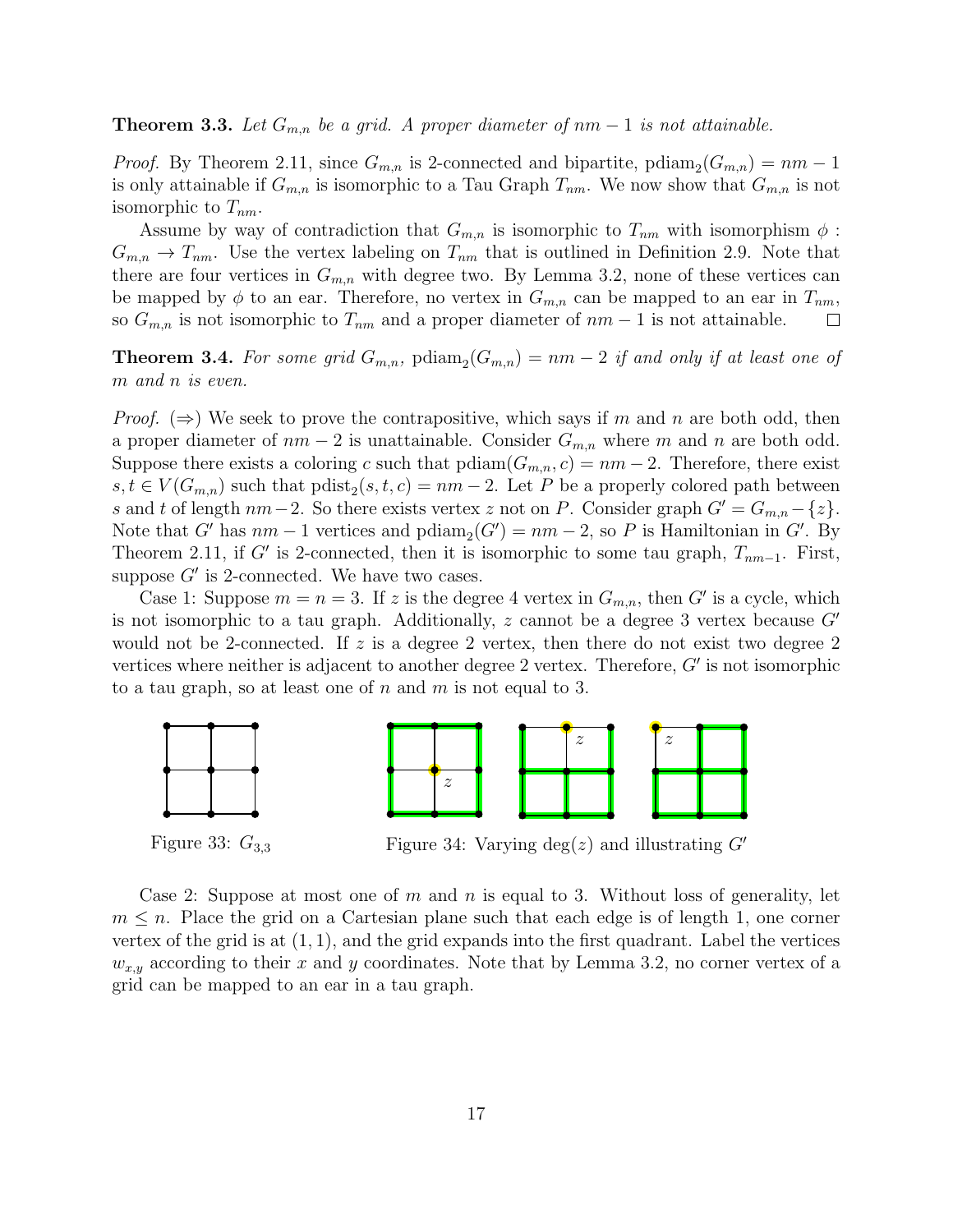**Theorem 3.3.** *Let $G_{m,n}$ be a grid. A proper diameter of $nm - 1$ is not attainable.*

*Proof.* By Theorem 2.11, since $G_{m,n}$ is 2-connected and bipartite, $\text{pdiam}_2(G_{m,n}) = nm - 1$ is only attainable if $G_{m,n}$ is isomorphic to a Tau Graph $T_{nm}$. We now show that $G_{m,n}$ is not isomorphic to $T_{nm}$.

Assume by way of contradiction that $G_{m,n}$ is isomorphic to $T_{nm}$ with isomorphism $\phi : G_{m,n} \to T_{nm}$. Use the vertex labeling on $T_{nm}$ that is outlined in Definition 2.9. Note that there are four vertices in $G_{m,n}$ with degree two. By Lemma 3.2, none of these vertices can be mapped by $\phi$ to an ear. Therefore, no vertex in $G_{m,n}$ can be mapped to an ear in $T_{nm}$, so $G_{m,n}$ is not isomorphic to $T_{nm}$ and a proper diameter of $nm - 1$ is not attainable. □

**Theorem 3.4.** *For some grid $G_{m,n}$, $\text{pdiam}_2(G_{m,n}) = nm - 2$ if and only if at least one of $m$ and $n$ is even.*

*Proof.* (⇒) We seek to prove the contrapositive, which says if $m$ and $n$ are both odd, then a proper diameter of $nm - 2$ is unattainable. Consider $G_{m,n}$ where $m$ and $n$ are both odd. Suppose there exists a coloring $c$ such that $\text{pdiam}(G_{m,n}, c) = nm - 2$. Therefore, there exist $s, t \in V(G_{m,n})$ such that $\text{pdist}_2(s, t, c) = nm - 2$. Let $P$ be a properly colored path between $s$ and $t$ of length $nm - 2$. So there exists vertex $z$ not on $P$. Consider graph $G' = G_{m,n} - \{z\}$. Note that $G'$ has $nm - 1$ vertices and $\text{pdiam}_2(G') = nm - 2$, so $P$ is Hamiltonian in $G'$. By Theorem 2.11, if $G'$ is 2-connected, then it is isomorphic to some tau graph, $T_{nm-1}$. First, suppose $G'$ is 2-connected. We have two cases.

Case 1: Suppose $m = n = 3$. If $z$ is the degree 4 vertex in $G_{m,n}$, then $G'$ is a cycle, which is not isomorphic to a tau graph. Additionally, $z$ cannot be a degree 3 vertex because $G'$ would not be 2-connected. If $z$ is a degree 2 vertex, then there do not exist two degree 2 vertices where neither is adjacent to another degree 2 vertex. Therefore, $G'$ is not isomorphic to a tau graph, so at least one of $n$ and $m$ is not equal to 3.

Figure 33: $G_{3,3}$

Figure 34: Varying $\deg(z)$ and illustrating $G'$

Case 2: Suppose at most one of $m$ and $n$ is equal to 3. Without loss of generality, let $m \leq n$. Place the grid on a Cartesian plane such that each edge is of length 1, one corner vertex of the grid is at $(1, 1)$, and the grid expands into the first quadrant. Label the vertices $w_{x,y}$ according to their $x$ and $y$ coordinates. Note that by Lemma 3.2, no corner vertex of a grid can be mapped to an ear in a tau graph.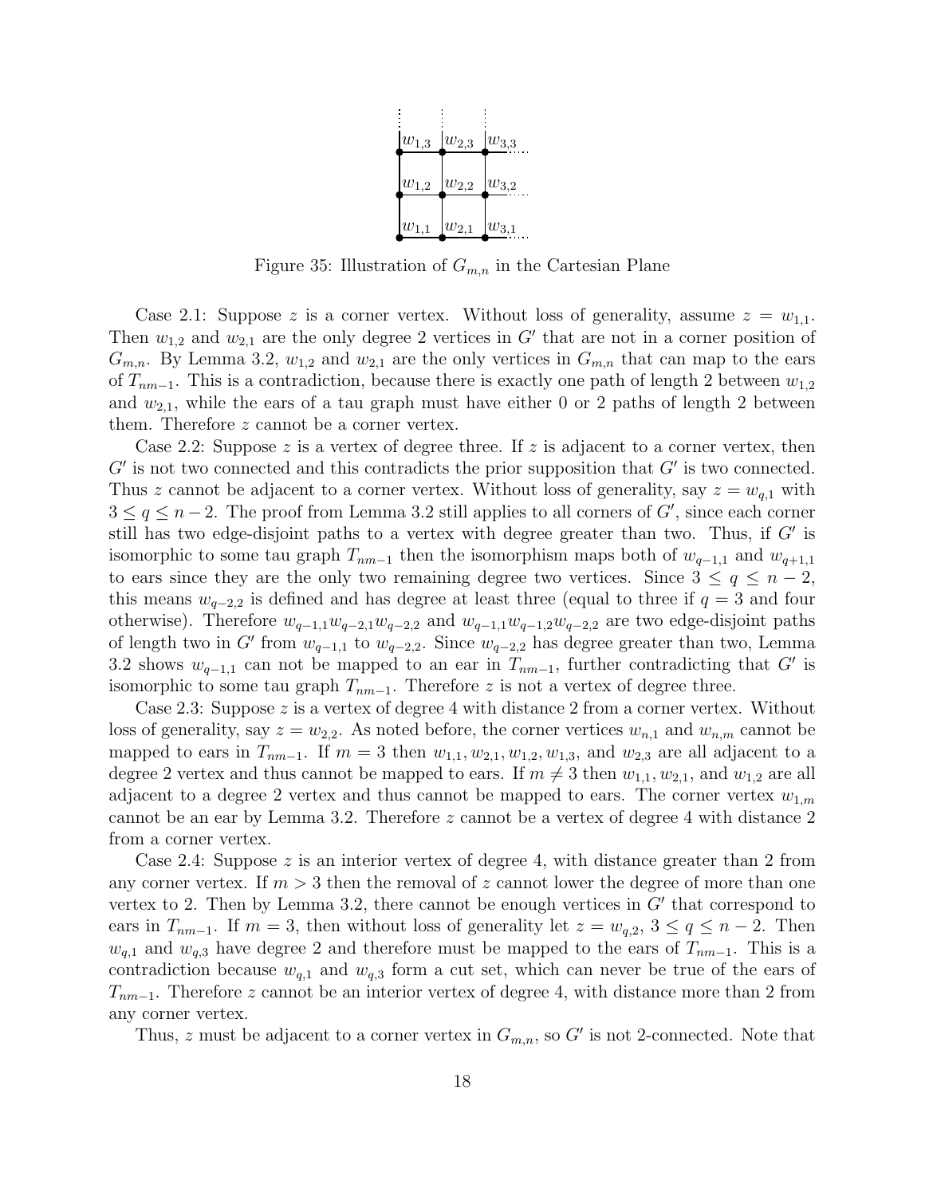Figure 35: Illustration of $G_{m,n}$ in the Cartesian Plane

Case 2.1: Suppose $z$ is a corner vertex. Without loss of generality, assume $z = w_{1,1}$. Then $w_{1,2}$ and $w_{2,1}$ are the only degree 2 vertices in $G'$ that are not in a corner position of $G_{m,n}$. By Lemma 3.2, $w_{1,2}$ and $w_{2,1}$ are the only vertices in $G_{m,n}$ that can map to the ears of $T_{nm-1}$. This is a contradiction, because there is exactly one path of length 2 between $w_{1,2}$ and $w_{2,1}$, while the ears of a tau graph must have either 0 or 2 paths of length 2 between them. Therefore $z$ cannot be a corner vertex.

Case 2.2: Suppose $z$ is a vertex of degree three. If $z$ is adjacent to a corner vertex, then $G'$ is not two connected and this contradicts the prior supposition that $G'$ is two connected. Thus $z$ cannot be adjacent to a corner vertex. Without loss of generality, say $z = w_{q,1}$ with $3 \le q \le n-2$. The proof from Lemma 3.2 still applies to all corners of $G'$, since each corner still has two edge-disjoint paths to a vertex with degree greater than two. Thus, if $G'$ is isomorphic to some tau graph $T_{nm-1}$ then the isomorphism maps both of $w_{q-1,1}$ and $w_{q+1,1}$ to ears since they are the only two remaining degree two vertices. Since $3 \le q \le n-2$, this means $w_{q-2,2}$ is defined and has degree at least three (equal to three if $q = 3$ and four otherwise). Therefore $w_{q-1,1}w_{q-2,1}w_{q-2,2}$ and $w_{q-1,1}w_{q-1,2}w_{q-2,2}$ are two edge-disjoint paths of length two in $G'$ from $w_{q-1,1}$ to $w_{q-2,2}$. Since $w_{q-2,2}$ has degree greater than two, Lemma 3.2 shows $w_{q-1,1}$ can not be mapped to an ear in $T_{nm-1}$, further contradicting that $G'$ is isomorphic to some tau graph $T_{nm-1}$. Therefore $z$ is not a vertex of degree three.

Case 2.3: Suppose $z$ is a vertex of degree 4 with distance 2 from a corner vertex. Without loss of generality, say $z = w_{2,2}$. As noted before, the corner vertices $w_{n,1}$ and $w_{n,m}$ cannot be mapped to ears in $T_{nm-1}$. If $m = 3$ then $w_{1,1}, w_{2,1}, w_{1,2}, w_{1,3}$, and $w_{2,3}$ are all adjacent to a degree 2 vertex and thus cannot be mapped to ears. If $m \neq 3$ then $w_{1,1}, w_{2,1}$, and $w_{1,2}$ are all adjacent to a degree 2 vertex and thus cannot be mapped to ears. The corner vertex $w_{1,m}$ cannot be an ear by Lemma 3.2. Therefore $z$ cannot be a vertex of degree 4 with distance 2 from a corner vertex.

Case 2.4: Suppose $z$ is an interior vertex of degree 4, with distance greater than 2 from any corner vertex. If $m > 3$ then the removal of $z$ cannot lower the degree of more than one vertex to 2. Then by Lemma 3.2, there cannot be enough vertices in $G'$ that correspond to ears in $T_{nm-1}$. If $m = 3$, then without loss of generality let $z = w_{q,2}$, $3 \le q \le n-2$. Then $w_{q,1}$ and $w_{q,3}$ have degree 2 and therefore must be mapped to the ears of $T_{nm-1}$. This is a contradiction because $w_{q,1}$ and $w_{q,3}$ form a cut set, which can never be true of the ears of $T_{nm-1}$. Therefore $z$ cannot be an interior vertex of degree 4, with distance more than 2 from any corner vertex.

Thus, $z$ must be adjacent to a corner vertex in $G_{m,n}$, so $G'$ is not 2-connected. Note that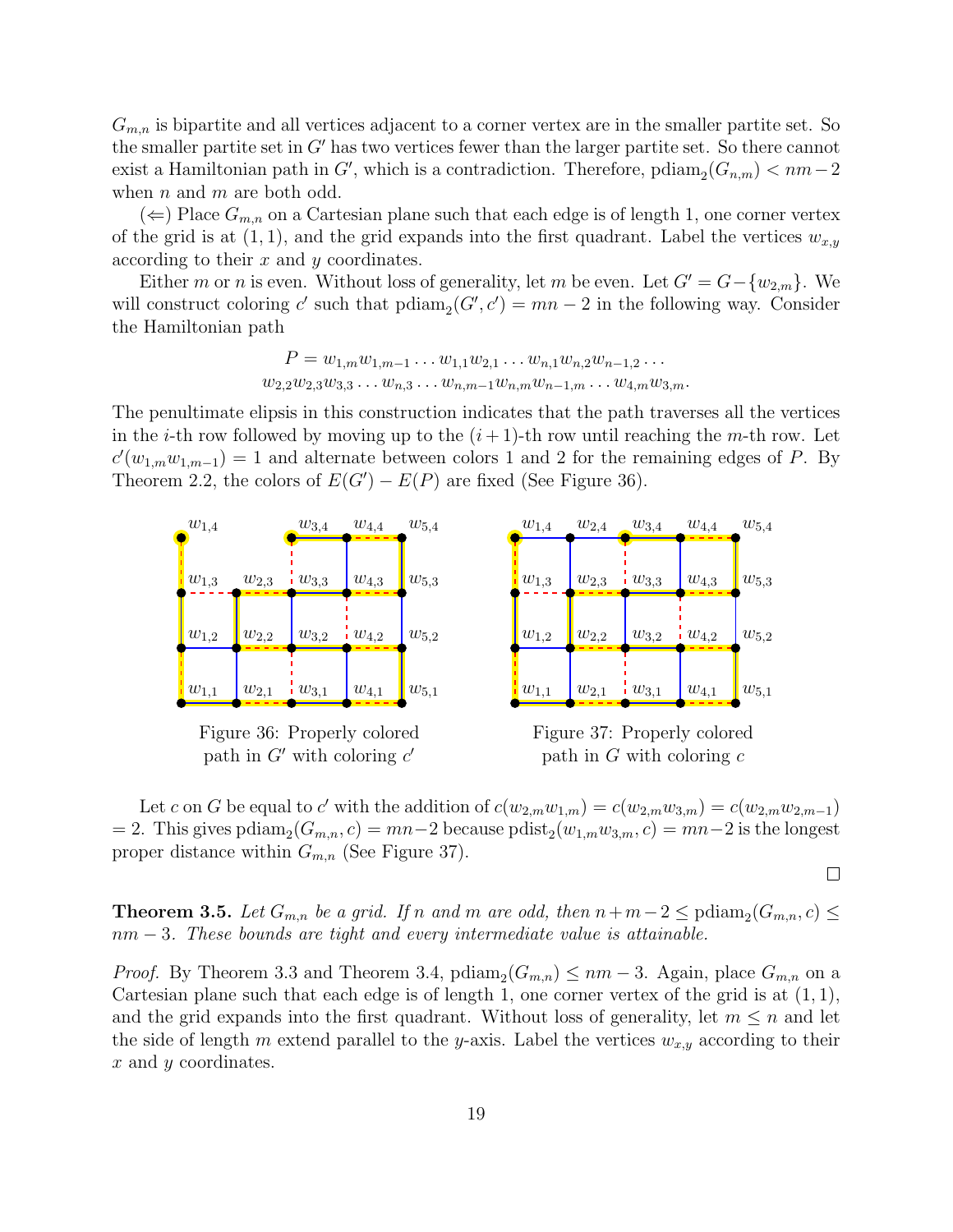$G_{m,n}$ is bipartite and all vertices adjacent to a corner vertex are in the smaller partite set. So the smaller partite set in $G'$ has two vertices fewer than the larger partite set. So there cannot exist a Hamiltonian path in $G'$, which is a contradiction. Therefore, $\text{pdiam}_2(G_{n,m}) < nm-2$ when $n$ and $m$ are both odd.

($\Leftarrow$) Place $G_{m,n}$ on a Cartesian plane such that each edge is of length 1, one corner vertex of the grid is at $(1,1)$, and the grid expands into the first quadrant. Label the vertices $w_{x,y}$ according to their $x$ and $y$ coordinates.

Either $m$ or $n$ is even. Without loss of generality, let $m$ be even. Let $G' = G - \{w_{2,m}\}$. We will construct coloring $c'$ such that $\text{pdiam}_2(G', c') = mn - 2$ in the following way. Consider the Hamiltonian path

$$P = w_{1,m}w_{1,m-1}\ldots w_{1,1}w_{2,1}\ldots w_{n,1}w_{n,2}w_{n-1,2}\ldots$$
$$w_{2,2}w_{2,3}w_{3,3}\ldots w_{n,3}\ldots w_{n,m-1}w_{n,m}w_{n-1,m}\ldots w_{4,m}w_{3,m}.$$

The penultimate elipsis in this construction indicates that the path traverses all the vertices in the $i$-th row followed by moving up to the $(i+1)$-th row until reaching the $m$-th row. Let $c'(w_{1,m}w_{1,m-1}) = 1$ and alternate between colors 1 and 2 for the remaining edges of $P$. By Theorem 2.2, the colors of $E(G') - E(P)$ are fixed (See Figure 36).

Figure 36: Properly colored path in $G'$ with coloring $c'$

Figure 37: Properly colored path in $G$ with coloring $c$

Let $c$ on $G$ be equal to $c'$ with the addition of $c(w_{2,m}w_{1,m}) = c(w_{2,m}w_{3,m}) = c(w_{2,m}w_{2,m-1}) = 2$. This gives $\text{pdiam}_2(G_{m,n}, c) = mn-2$ because $\text{pdist}_2(w_{1,m}w_{3,m}, c) = mn-2$ is the longest proper distance within $G_{m,n}$ (See Figure 37).

□

**Theorem 3.5.** *Let $G_{m,n}$ be a grid. If $n$ and $m$ are odd, then $n+m-2 \leq \text{pdiam}_2(G_{m,n}, c) \leq nm-3$. These bounds are tight and every intermediate value is attainable.*

*Proof.* By Theorem 3.3 and Theorem 3.4, $\text{pdiam}_2(G_{m,n}) \leq nm-3$. Again, place $G_{m,n}$ on a Cartesian plane such that each edge is of length 1, one corner vertex of the grid is at $(1,1)$, and the grid expands into the first quadrant. Without loss of generality, let $m \leq n$ and let the side of length $m$ extend parallel to the $y$-axis. Label the vertices $w_{x,y}$ according to their $x$ and $y$ coordinates.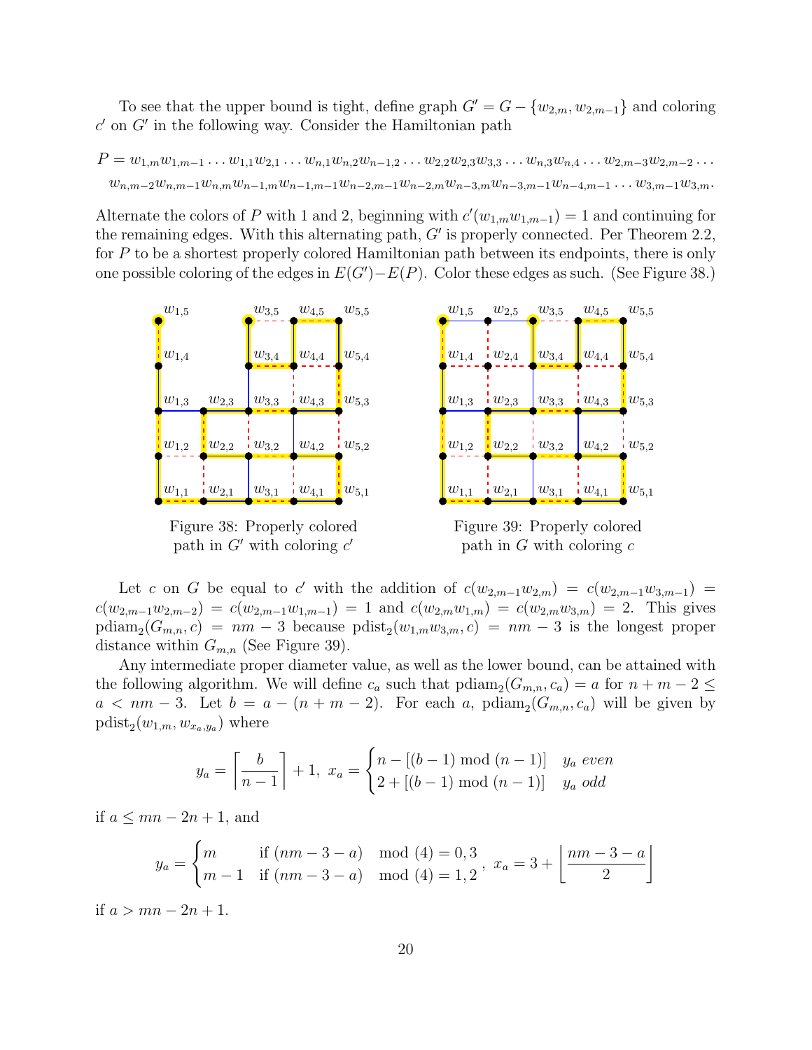To see that the upper bound is tight, define graph $G' = G - \{w_{2,m}, w_{2,m-1}\}$ and coloring $c'$ on $G'$ in the following way. Consider the Hamiltonian path

$$P = w_{1,m}w_{1,m-1}\dots w_{1,1}w_{2,1}\dots w_{n,1}w_{n,2}w_{n-1,2}\dots w_{2,2}w_{2,3}w_{3,3}\dots w_{n,3}w_{n,4}\dots w_{2,m-3}w_{2,m-2}\dots$$
$$w_{n,m-2}w_{n,m-1}w_{n,m}w_{n-1,m}w_{n-1,m-1}w_{n-2,m-1}w_{n-2,m}w_{n-3,m}w_{n-3,m-1}w_{n-4,m-1}\dots w_{3,m-1}w_{3,m}.$$

Alternate the colors of $P$ with 1 and 2, beginning with $c'(w_{1,m}w_{1,m-1}) = 1$ and continuing for the remaining edges. With this alternating path, $G'$ is properly connected. Per Theorem 2.2, for $P$ to be a shortest properly colored Hamiltonian path between its endpoints, there is only one possible coloring of the edges in $E(G') - E(P)$. Color these edges as such. (See Figure 38.)

Figure 38: Properly colored path in $G'$ with coloring $c'$

Figure 39: Properly colored path in $G$ with coloring $c$

Let $c$ on $G$ be equal to $c'$ with the addition of $c(w_{2,m-1}w_{2,m}) = c(w_{2,m-1}w_{3,m-1}) = c(w_{2,m-1}w_{2,m-2}) = c(w_{2,m-1}w_{1,m-1}) = 1$ and $c(w_{2,m}w_{1,m}) = c(w_{2,m}w_{3,m}) = 2$. This gives $\text{pdiam}_2(G_{m,n}, c) = nm - 3$ because $\text{pdist}_2(w_{1,m}w_{3,m}, c) = nm - 3$ is the longest proper distance within $G_{m,n}$ (See Figure 39).

Any intermediate proper diameter value, as well as the lower bound, can be attained with the following algorithm. We will define $c_a$ such that $\text{pdiam}_2(G_{m,n}, c_a) = a$ for $n + m - 2 \leq a < nm - 3$. Let $b = a - (n + m - 2)$. For each $a$, $\text{pdiam}_2(G_{m,n}, c_a)$ will be given by $\text{pdist}_2(w_{1,m}, w_{x_a,y_a})$ where

$$y_a = \left\lceil \frac{b}{n-1} \right\rceil + 1, \ x_a = \begin{cases} n - [(b-1) \bmod (n-1)] & y_a \textit{ even} \\ 2 + [(b-1) \bmod (n-1)] & y_a \textit{ odd} \end{cases}$$

if $a \leq mn - 2n + 1$, and

$$y_a = \begin{cases} m & \text{if } (nm - 3 - a) \mod (4) = 0, 3 \\ m - 1 & \text{if } (nm - 3 - a) \mod (4) = 1, 2 \end{cases}, \ x_a = 3 + \left\lfloor \frac{nm - 3 - a}{2} \right\rfloor$$

if $a > mn - 2n + 1$.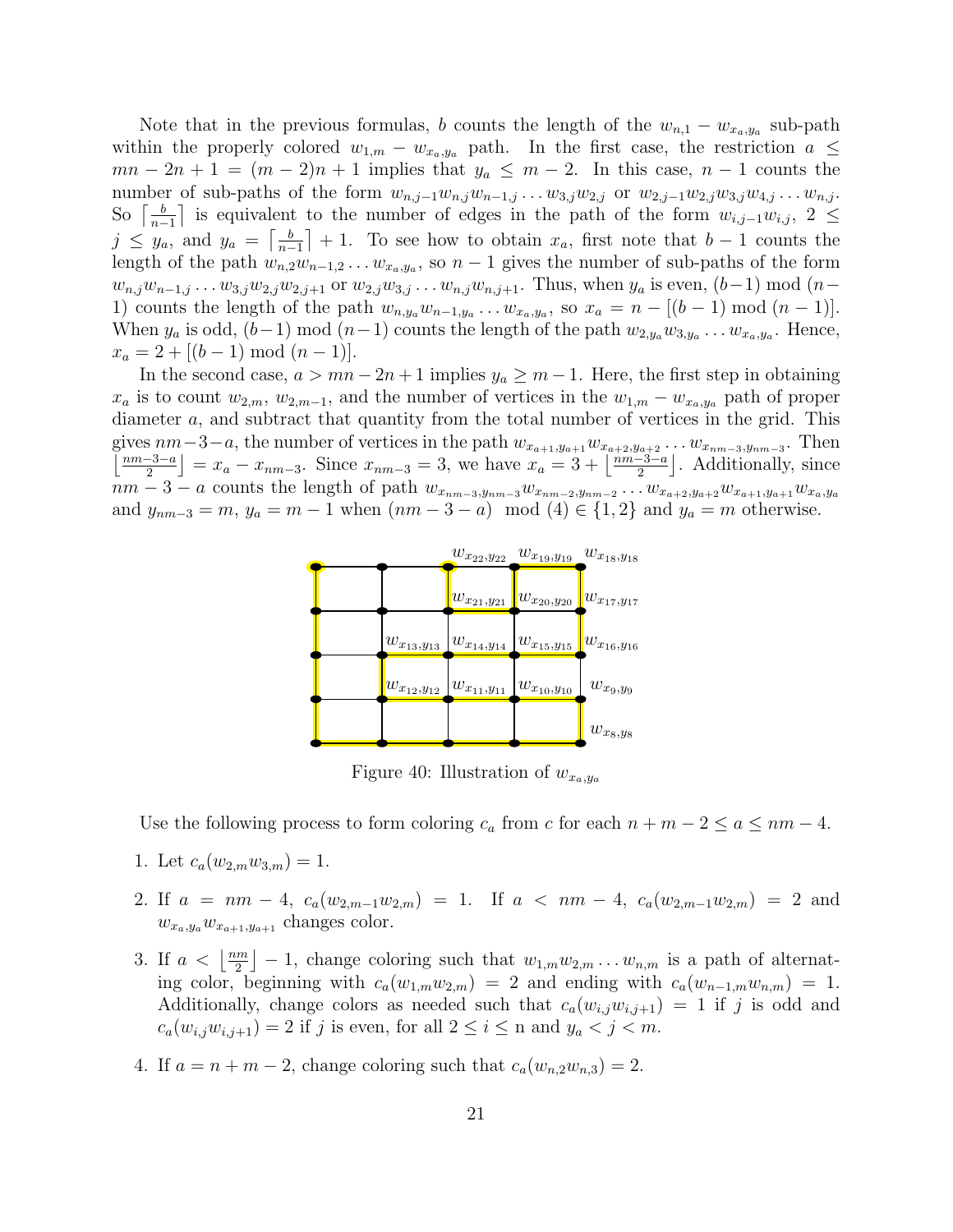Note that in the previous formulas, $b$ counts the length of the $w_{n,1} - w_{x_a,y_a}$ sub-path within the properly colored $w_{1,m} - w_{x_a,y_a}$ path. In the first case, the restriction $a \leq mn - 2n + 1 = (m-2)n + 1$ implies that $y_a \leq m - 2$. In this case, $n - 1$ counts the number of sub-paths of the form $w_{n,j-1}w_{n,j}w_{n-1,j} \dots w_{3,j}w_{2,j}$ or $w_{2,j-1}w_{2,j}w_{3,j}w_{4,j} \dots w_{n,j}$. So $\left\lceil \frac{b}{n-1} \right\rceil$ is equivalent to the number of edges in the path of the form $w_{i,j-1}w_{i,j}$, $2 \leq j \leq y_a$, and $y_a = \left\lceil \frac{b}{n-1} \right\rceil + 1$. To see how to obtain $x_a$, first note that $b - 1$ counts the length of the path $w_{n,2}w_{n-1,2} \dots w_{x_a,y_a}$, so $n - 1$ gives the number of sub-paths of the form $w_{n,j}w_{n-1,j} \dots w_{3,j}w_{2,j}w_{2,j+1}$ or $w_{2,j}w_{3,j} \dots w_{n,j}w_{n,j+1}$. Thus, when $y_a$ is even, $(b-1) \bmod (n-1)$ counts the length of the path $w_{n,y_a}w_{n-1,y_a} \dots w_{x_a,y_a}$, so $x_a = n - [(b-1) \bmod (n-1)]$. When $y_a$ is odd, $(b-1) \bmod (n-1)$ counts the length of the path $w_{2,y_a}w_{3,y_a} \dots w_{x_a,y_a}$. Hence, $x_a = 2 + [(b-1) \bmod (n-1)]$.

In the second case, $a > mn - 2n + 1$ implies $y_a \geq m - 1$. Here, the first step in obtaining $x_a$ is to count $w_{2,m}$, $w_{2,m-1}$, and the number of vertices in the $w_{1,m} - w_{x_a,y_a}$ path of proper diameter $a$, and subtract that quantity from the total number of vertices in the grid. This gives $nm-3-a$, the number of vertices in the path $w_{x_{a+1},y_{a+1}}w_{x_{a+2},y_{a+2}} \dots w_{x_{nm-3},y_{nm-3}}$. Then $\left\lfloor \frac{nm-3-a}{2} \right\rfloor = x_a - x_{nm-3}$. Since $x_{nm-3} = 3$, we have $x_a = 3 + \left\lfloor \frac{nm-3-a}{2} \right\rfloor$. Additionally, since $nm - 3 - a$ counts the length of path $w_{x_{nm-3},y_{nm-3}}w_{x_{nm-2},y_{nm-2}} \dots w_{x_{a+2},y_{a+2}}w_{x_{a+1},y_{a+1}}w_{x_a,y_a}$ and $y_{nm-3} = m$, $y_a = m - 1$ when $(nm - 3 - a) \mod (4) \in \{1, 2\}$ and $y_a = m$ otherwise.

Figure 40: Illustration of $w_{x_a,y_a}$

Use the following process to form coloring $c_a$ from $c$ for each $n + m - 2 \leq a \leq nm - 4$.

1. Let $c_a(w_{2,m}w_{3,m}) = 1$.
2. If $a = nm - 4$, $c_a(w_{2,m-1}w_{2,m}) = 1$. If $a < nm - 4$, $c_a(w_{2,m-1}w_{2,m}) = 2$ and $w_{x_a,y_a}w_{x_{a+1},y_{a+1}}$ changes color.
3. If $a < \left\lfloor \frac{nm}{2} \right\rfloor - 1$, change coloring such that $w_{1,m}w_{2,m} \dots w_{n,m}$ is a path of alternating color, beginning with $c_a(w_{1,m}w_{2,m}) = 2$ and ending with $c_a(w_{n-1,m}w_{n,m}) = 1$. Additionally, change colors as needed such that $c_a(w_{i,j}w_{i,j+1}) = 1$ if $j$ is odd and $c_a(w_{i,j}w_{i,j+1}) = 2$ if $j$ is even, for all $2 \leq i \leq$ n and $y_a < j < m$.
4. If $a = n + m - 2$, change coloring such that $c_a(w_{n,2}w_{n,3}) = 2$.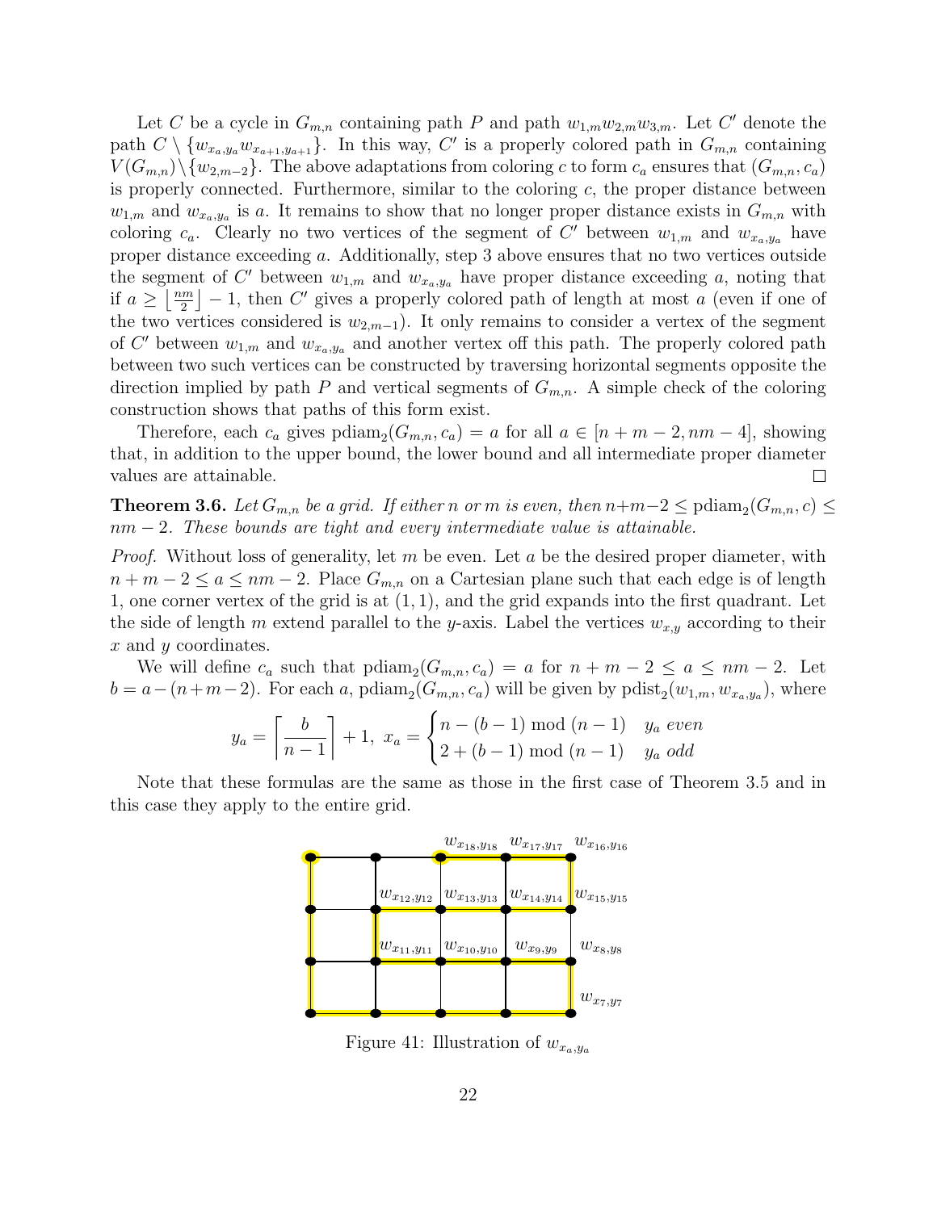Let $C$ be a cycle in $G_{m,n}$ containing path $P$ and path $w_{1,m}w_{2,m}w_{3,m}$. Let $C'$ denote the path $C \setminus \{w_{x_a,y_a}w_{x_{a+1},y_{a+1}}\}$. In this way, $C'$ is a properly colored path in $G_{m,n}$ containing $V(G_{m,n}) \setminus \{w_{2,m-2}\}$. The above adaptations from coloring $c$ to form $c_a$ ensures that $(G_{m,n}, c_a)$ is properly connected. Furthermore, similar to the coloring $c$, the proper distance between $w_{1,m}$ and $w_{x_a,y_a}$ is $a$. It remains to show that no longer proper distance exists in $G_{m,n}$ with coloring $c_a$. Clearly no two vertices of the segment of $C'$ between $w_{1,m}$ and $w_{x_a,y_a}$ have proper distance exceeding $a$. Additionally, step 3 above ensures that no two vertices outside the segment of $C'$ between $w_{1,m}$ and $w_{x_a,y_a}$ have proper distance exceeding $a$, noting that if $a \geq \left\lfloor \frac{nm}{2} \right\rfloor - 1$, then $C'$ gives a properly colored path of length at most $a$ (even if one of the two vertices considered is $w_{2,m-1}$). It only remains to consider a vertex of the segment of $C'$ between $w_{1,m}$ and $w_{x_a,y_a}$ and another vertex off this path. The properly colored path between two such vertices can be constructed by traversing horizontal segments opposite the direction implied by path $P$ and vertical segments of $G_{m,n}$. A simple check of the coloring construction shows that paths of this form exist.

Therefore, each $c_a$ gives $\text{pdiam}_2(G_{m,n}, c_a) = a$ for all $a \in [n+m-2, nm-4]$, showing that, in addition to the upper bound, the lower bound and all intermediate proper diameter values are attainable. □

**Theorem 3.6.** *Let $G_{m,n}$ be a grid. If either $n$ or $m$ is even, then $n+m-2 \leq \text{pdiam}_2(G_{m,n}, c) \leq nm-2$. These bounds are tight and every intermediate value is attainable.*

*Proof.* Without loss of generality, let $m$ be even. Let $a$ be the desired proper diameter, with $n+m-2 \leq a \leq nm-2$. Place $G_{m,n}$ on a Cartesian plane such that each edge is of length 1, one corner vertex of the grid is at $(1,1)$, and the grid expands into the first quadrant. Let the side of length $m$ extend parallel to the $y$-axis. Label the vertices $w_{x,y}$ according to their $x$ and $y$ coordinates.

We will define $c_a$ such that $\text{pdiam}_2(G_{m,n}, c_a) = a$ for $n+m-2 \leq a \leq nm-2$. Let $b = a-(n+m-2)$. For each $a$, $\text{pdiam}_2(G_{m,n}, c_a)$ will be given by $\text{pdist}_2(w_{1,m}, w_{x_a,y_a})$, where

$$y_a = \left\lceil \frac{b}{n-1} \right\rceil + 1, \; x_a = \begin{cases} n-(b-1) \bmod (n-1) & y_a \textit{ even} \\ 2+(b-1) \bmod (n-1) & y_a \textit{ odd} \end{cases}$$

Note that these formulas are the same as those in the first case of Theorem 3.5 and in this case they apply to the entire grid.

Figure 41: Illustration of $w_{x_a,y_a}$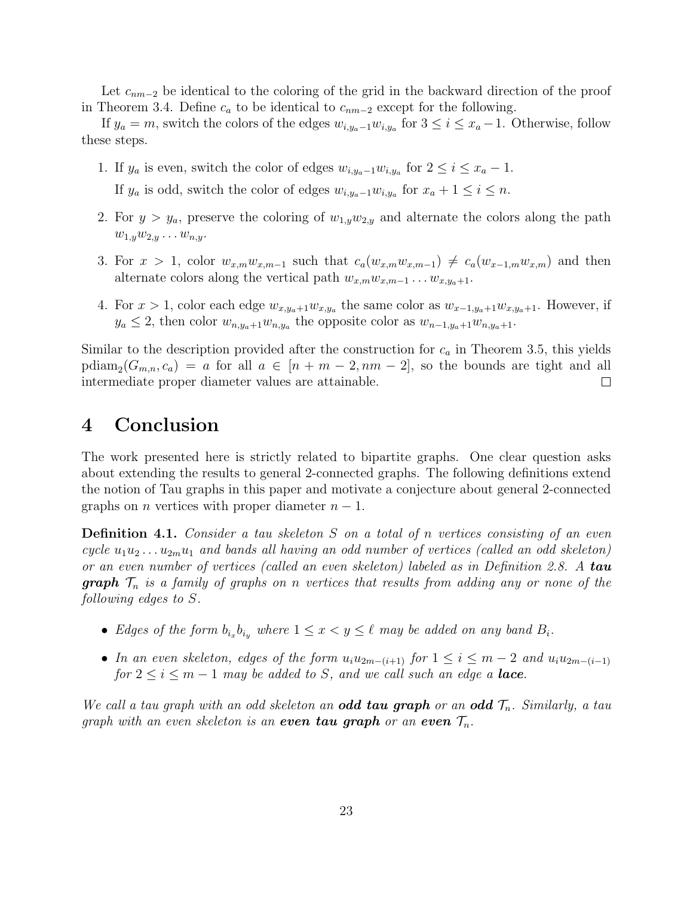Let $c_{nm-2}$ be identical to the coloring of the grid in the backward direction of the proof in Theorem 3.4. Define $c_a$ to be identical to $c_{nm-2}$ except for the following.

If $y_a = m$, switch the colors of the edges $w_{i,y_a-1}w_{i,y_a}$ for $3 \le i \le x_a - 1$. Otherwise, follow these steps.

1. If $y_a$ is even, switch the color of edges $w_{i,y_a-1}w_{i,y_a}$ for $2 \le i \le x_a - 1$.

   If $y_a$ is odd, switch the color of edges $w_{i,y_a-1}w_{i,y_a}$ for $x_a + 1 \le i \le n$.

2. For $y > y_a$, preserve the coloring of $w_{1,y}w_{2,y}$ and alternate the colors along the path $w_{1,y}w_{2,y} \dots w_{n,y}$.

3. For $x > 1$, color $w_{x,m}w_{x,m-1}$ such that $c_a(w_{x,m}w_{x,m-1}) \ne c_a(w_{x-1,m}w_{x,m})$ and then alternate colors along the vertical path $w_{x,m}w_{x,m-1} \dots w_{x,y_a+1}$.

4. For $x > 1$, color each edge $w_{x,y_a+1}w_{x,y_a}$ the same color as $w_{x-1,y_a+1}w_{x,y_a+1}$. However, if $y_a \le 2$, then color $w_{n,y_a+1}w_{n,y_a}$ the opposite color as $w_{n-1,y_a+1}w_{n,y_a+1}$.

Similar to the description provided after the construction for $c_a$ in Theorem 3.5, this yields $\text{pdiam}_2(G_{m,n}, c_a) = a$ for all $a \in [n + m - 2, nm - 2]$, so the bounds are tight and all intermediate proper diameter values are attainable. □

# 4 Conclusion

The work presented here is strictly related to bipartite graphs. One clear question asks about extending the results to general 2-connected graphs. The following definitions extend the notion of Tau graphs in this paper and motivate a conjecture about general 2-connected graphs on $n$ vertices with proper diameter $n - 1$.

**Definition 4.1.** *Consider a tau skeleton $S$ on a total of $n$ vertices consisting of an even cycle $u_1u_2 \dots u_{2m}u_1$ and bands all having an odd number of vertices (called an odd skeleton) or an even number of vertices (called an even skeleton) labeled as in Definition 2.8. A* ***tau graph*** *$\mathcal{T}_n$ is a family of graphs on $n$ vertices that results from adding any or none of the following edges to $S$.*

- *Edges of the form $b_{i_x}b_{i_y}$ where $1 \le x < y \le \ell$ may be added on any band $B_i$.*
- *In an even skeleton, edges of the form $u_iu_{2m-(i+1)}$ for $1 \le i \le m-2$ and $u_iu_{2m-(i-1)}$ for $2 \le i \le m-1$ may be added to $S$, and we call such an edge a* ***lace****.*

*We call a tau graph with an odd skeleton an* ***odd tau graph*** *or an* ***odd*** *$\mathcal{T}_n$. Similarly, a tau graph with an even skeleton is an* ***even tau graph*** *or an* ***even*** *$\mathcal{T}_n$.*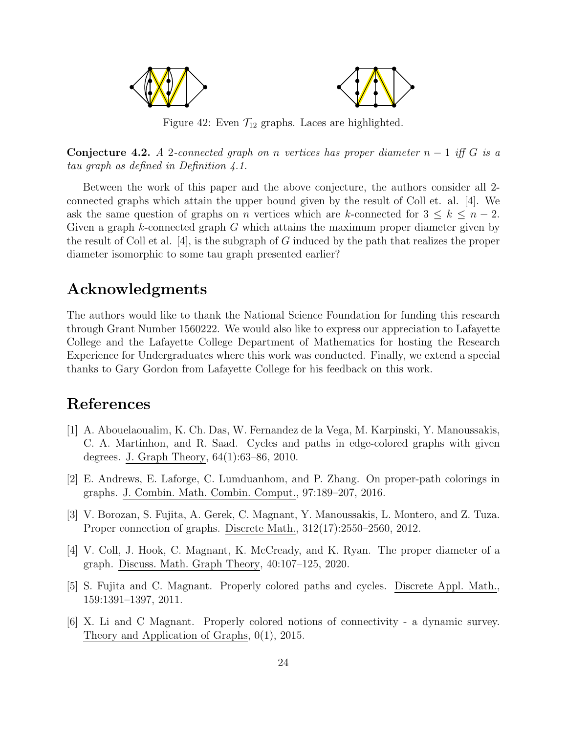Figure 42: Even $\mathcal{T}_{12}$ graphs. Laces are highlighted.

**Conjecture 4.2.** *A 2-connected graph on $n$ vertices has proper diameter $n-1$ iff $G$ is a tau graph as defined in Definition 4.1.*

Between the work of this paper and the above conjecture, the authors consider all 2-connected graphs which attain the upper bound given by the result of Coll et. al. [4]. We ask the same question of graphs on $n$ vertices which are $k$-connected for $3 \leq k \leq n-2$. Given a graph $k$-connected graph $G$ which attains the maximum proper diameter given by the result of Coll et al. [4], is the subgraph of $G$ induced by the path that realizes the proper diameter isomorphic to some tau graph presented earlier?

## Acknowledgments

The authors would like to thank the National Science Foundation for funding this research through Grant Number 1560222. We would also like to express our appreciation to Lafayette College and the Lafayette College Department of Mathematics for hosting the Research Experience for Undergraduates where this work was conducted. Finally, we extend a special thanks to Gary Gordon from Lafayette College for his feedback on this work.

## References

[1] A. Abouelaoualim, K. Ch. Das, W. Fernandez de la Vega, M. Karpinski, Y. Manoussakis, C. A. Martinhon, and R. Saad. Cycles and paths in edge-colored graphs with given degrees. J. Graph Theory, 64(1):63–86, 2010.

[2] E. Andrews, E. Laforge, C. Lumduanhom, and P. Zhang. On proper-path colorings in graphs. J. Combin. Math. Combin. Comput., 97:189–207, 2016.

[3] V. Borozan, S. Fujita, A. Gerek, C. Magnant, Y. Manoussakis, L. Montero, and Z. Tuza. Proper connection of graphs. Discrete Math., 312(17):2550–2560, 2012.

[4] V. Coll, J. Hook, C. Magnant, K. McCready, and K. Ryan. The proper diameter of a graph. Discuss. Math. Graph Theory, 40:107–125, 2020.

[5] S. Fujita and C. Magnant. Properly colored paths and cycles. Discrete Appl. Math., 159:1391–1397, 2011.

[6] X. Li and C Magnant. Properly colored notions of connectivity - a dynamic survey. Theory and Application of Graphs, 0(1), 2015.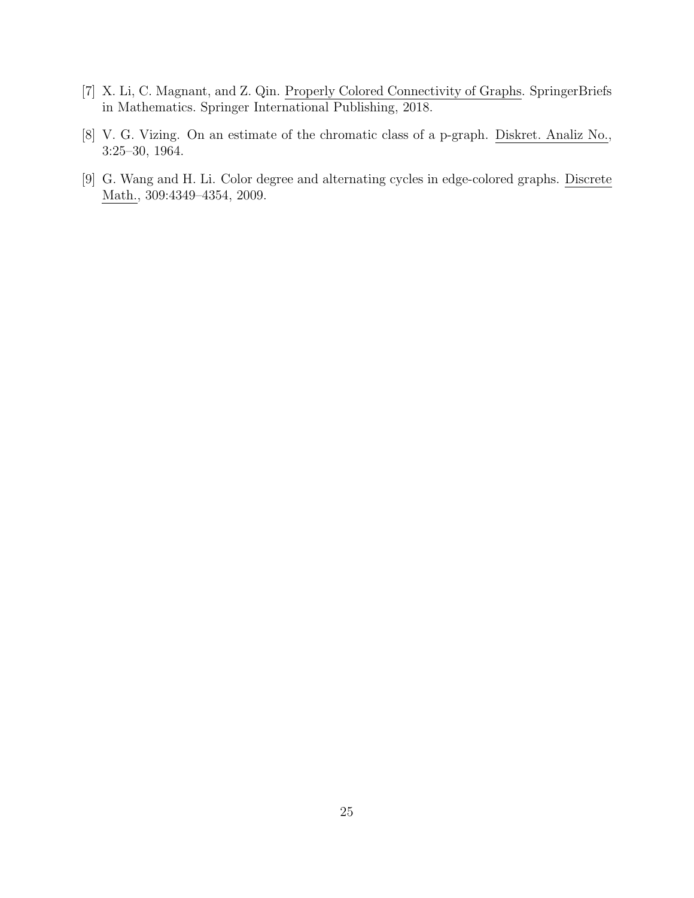[7] X. Li, C. Magnant, and Z. Qin. Properly Colored Connectivity of Graphs. SpringerBriefs in Mathematics. Springer International Publishing, 2018.

[8] V. G. Vizing. On an estimate of the chromatic class of a p-graph. Diskret. Analiz No., 3:25–30, 1964.

[9] G. Wang and H. Li. Color degree and alternating cycles in edge-colored graphs. Discrete Math., 309:4349–4354, 2009.